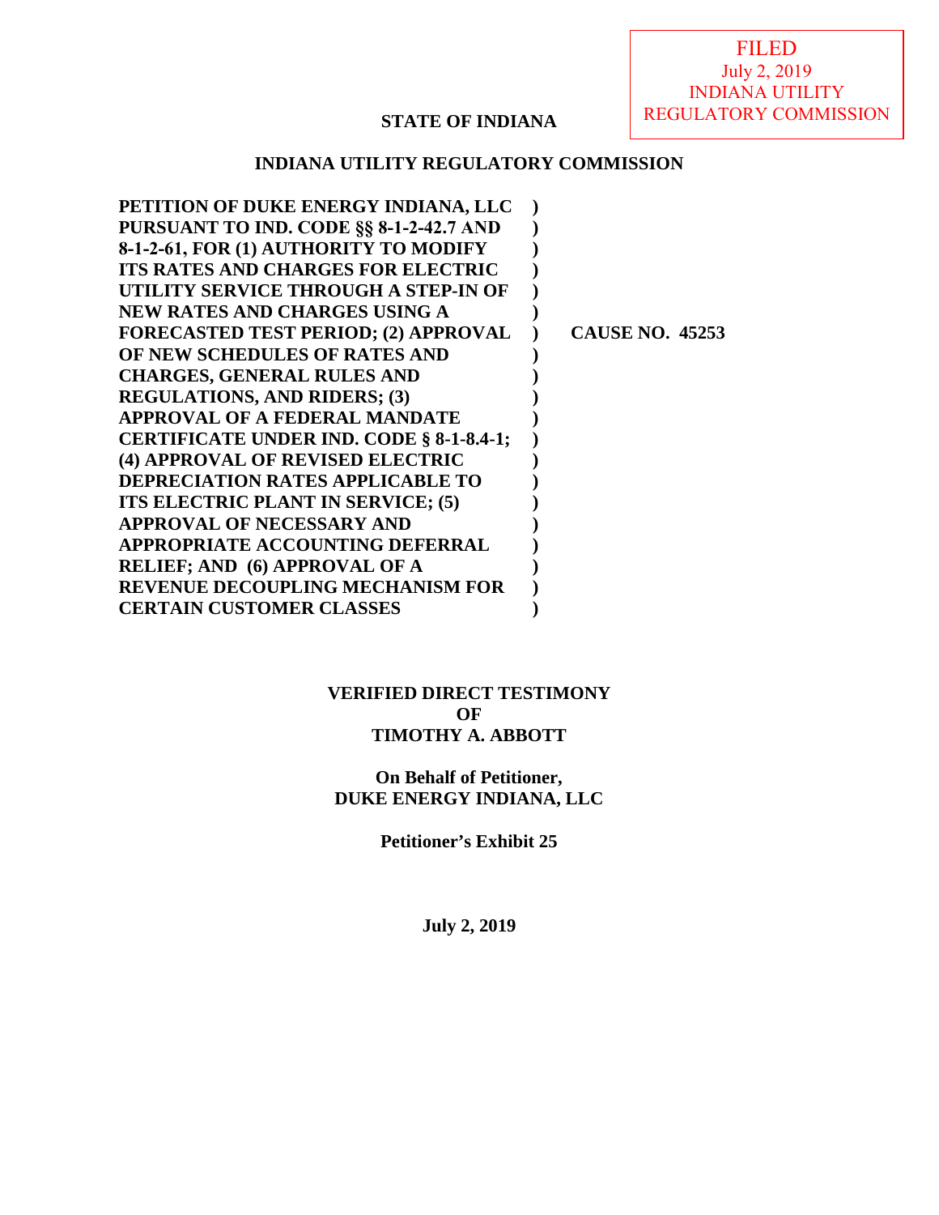FILED
July 2, 2019
INDIANA UTILITY
REGULATORY COMMISSION

**STATE OF INDIANA**

**INDIANA UTILITY REGULATORY COMMISSION**

| | | |
|---|---|---|
| **PETITION OF DUKE ENERGY INDIANA, LLC PURSUANT TO IND. CODE §§ 8-1-2-42.7 AND 8-1-2-61, FOR (1) AUTHORITY TO MODIFY ITS RATES AND CHARGES FOR ELECTRIC UTILITY SERVICE THROUGH A STEP-IN OF NEW RATES AND CHARGES USING A FORECASTED TEST PERIOD; (2) APPROVAL OF NEW SCHEDULES OF RATES AND CHARGES, GENERAL RULES AND REGULATIONS, AND RIDERS; (3) APPROVAL OF A FEDERAL MANDATE CERTIFICATE UNDER IND. CODE § 8-1-8.4-1; (4) APPROVAL OF REVISED ELECTRIC DEPRECIATION RATES APPLICABLE TO ITS ELECTRIC PLANT IN SERVICE; (5) APPROVAL OF NECESSARY AND APPROPRIATE ACCOUNTING DEFERRAL RELIEF; AND (6) APPROVAL OF A REVENUE DECOUPLING MECHANISM FOR CERTAIN CUSTOMER CLASSES** | ) | **CAUSE NO. 45253** |

**VERIFIED DIRECT TESTIMONY**
**OF**
**TIMOTHY A. ABBOTT**

**On Behalf of Petitioner,**
**DUKE ENERGY INDIANA, LLC**

**Petitioner's Exhibit 25**

**July 2, 2019**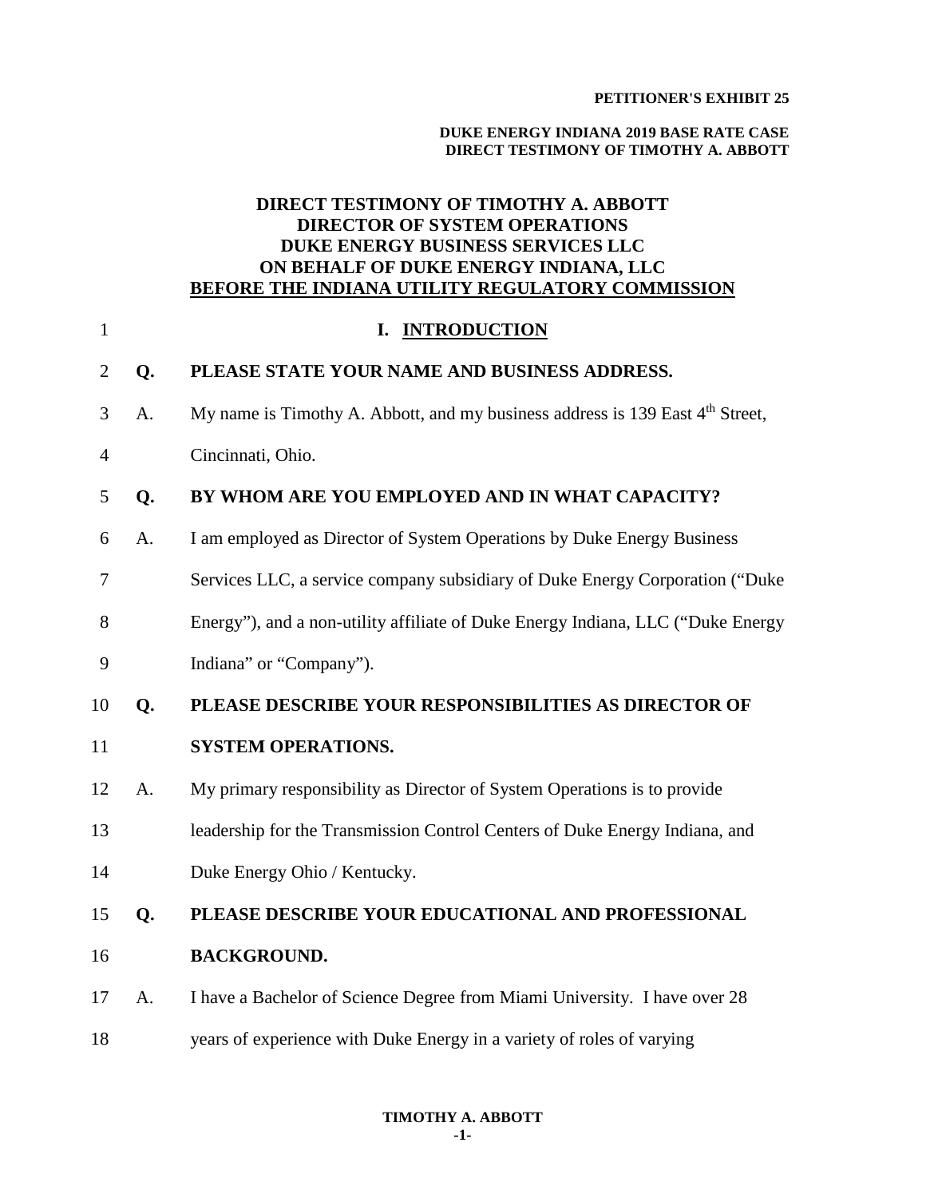**PETITIONER'S EXHIBIT 25**

**DUKE ENERGY INDIANA 2019 BASE RATE CASE**
**DIRECT TESTIMONY OF TIMOTHY A. ABBOTT**

# DIRECT TESTIMONY OF TIMOTHY A. ABBOTT
# DIRECTOR OF SYSTEM OPERATIONS
# DUKE ENERGY BUSINESS SERVICES LLC
# ON BEHALF OF DUKE ENERGY INDIANA, LLC
# BEFORE THE INDIANA UTILITY REGULATORY COMMISSION

## I. INTRODUCTION

**Q. PLEASE STATE YOUR NAME AND BUSINESS ADDRESS.**

A. My name is Timothy A. Abbott, and my business address is 139 East 4th Street, Cincinnati, Ohio.

**Q. BY WHOM ARE YOU EMPLOYED AND IN WHAT CAPACITY?**

A. I am employed as Director of System Operations by Duke Energy Business Services LLC, a service company subsidiary of Duke Energy Corporation ("Duke Energy"), and a non-utility affiliate of Duke Energy Indiana, LLC ("Duke Energy Indiana" or "Company").

**Q. PLEASE DESCRIBE YOUR RESPONSIBILITIES AS DIRECTOR OF SYSTEM OPERATIONS.**

A. My primary responsibility as Director of System Operations is to provide leadership for the Transmission Control Centers of Duke Energy Indiana, and Duke Energy Ohio / Kentucky.

**Q. PLEASE DESCRIBE YOUR EDUCATIONAL AND PROFESSIONAL BACKGROUND.**

A. I have a Bachelor of Science Degree from Miami University. I have over 28 years of experience with Duke Energy in a variety of roles of varying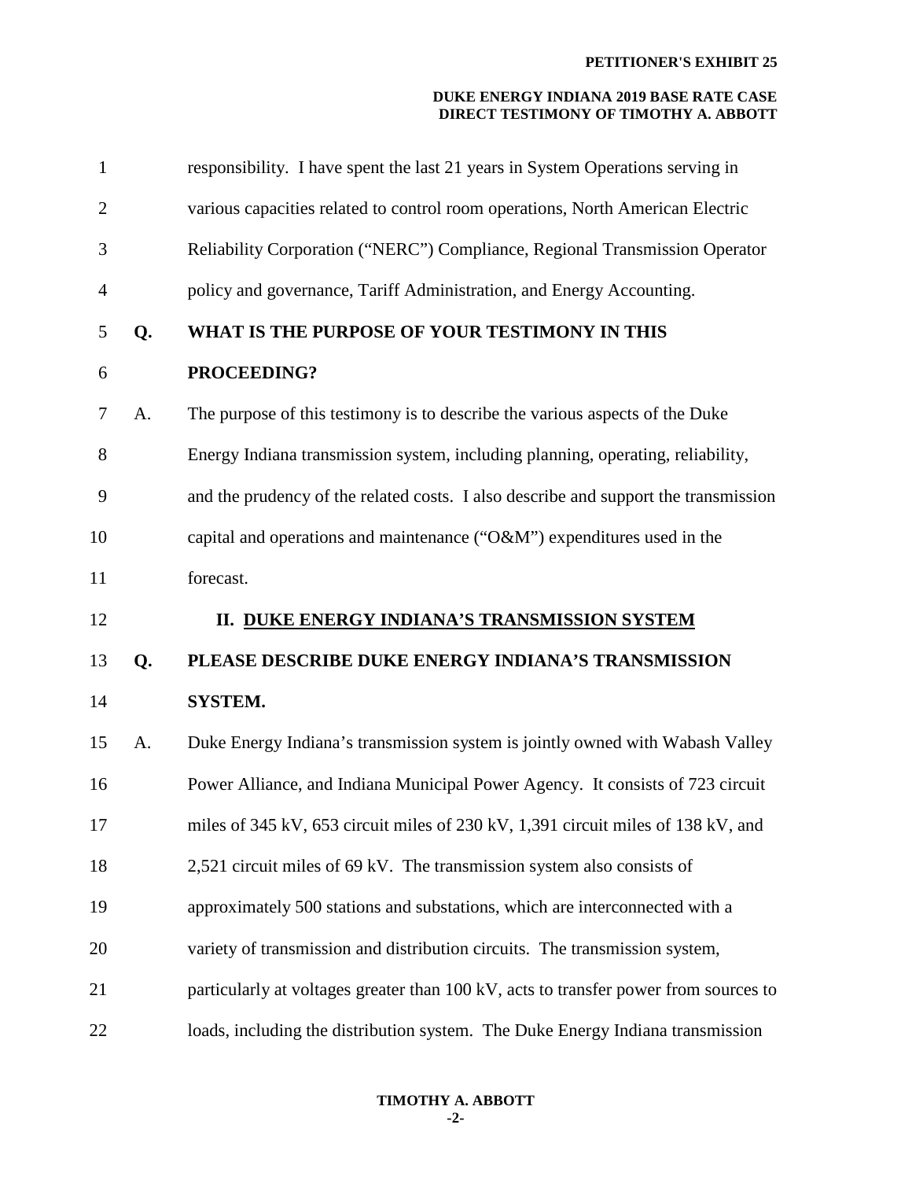responsibility. I have spent the last 21 years in System Operations serving in various capacities related to control room operations, North American Electric Reliability Corporation ("NERC") Compliance, Regional Transmission Operator policy and governance, Tariff Administration, and Energy Accounting.

**Q. WHAT IS THE PURPOSE OF YOUR TESTIMONY IN THIS PROCEEDING?**

A. The purpose of this testimony is to describe the various aspects of the Duke Energy Indiana transmission system, including planning, operating, reliability, and the prudency of the related costs. I also describe and support the transmission capital and operations and maintenance ("O&M") expenditures used in the forecast.

## II. DUKE ENERGY INDIANA'S TRANSMISSION SYSTEM

**Q. PLEASE DESCRIBE DUKE ENERGY INDIANA'S TRANSMISSION SYSTEM.**

A. Duke Energy Indiana's transmission system is jointly owned with Wabash Valley Power Alliance, and Indiana Municipal Power Agency. It consists of 723 circuit miles of 345 kV, 653 circuit miles of 230 kV, 1,391 circuit miles of 138 kV, and 2,521 circuit miles of 69 kV. The transmission system also consists of approximately 500 stations and substations, which are interconnected with a variety of transmission and distribution circuits. The transmission system, particularly at voltages greater than 100 kV, acts to transfer power from sources to loads, including the distribution system. The Duke Energy Indiana transmission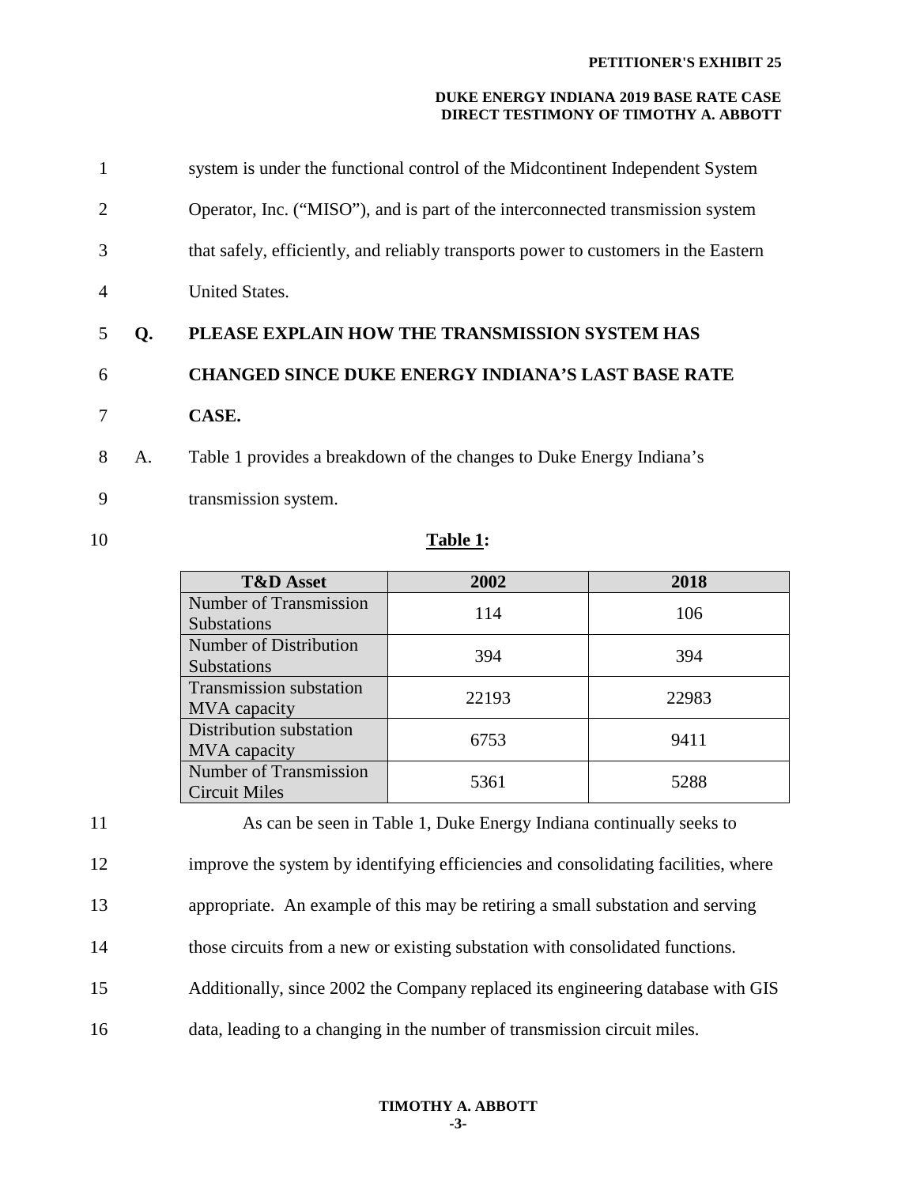system is under the functional control of the Midcontinent Independent System Operator, Inc. ("MISO"), and is part of the interconnected transmission system that safely, efficiently, and reliably transports power to customers in the Eastern United States.

**Q. PLEASE EXPLAIN HOW THE TRANSMISSION SYSTEM HAS CHANGED SINCE DUKE ENERGY INDIANA'S LAST BASE RATE CASE.**

A. Table 1 provides a breakdown of the changes to Duke Energy Indiana's transmission system.

**Table 1:**

| T&D Asset | 2002 | 2018 |
|---|---|---|
| Number of Transmission Substations | 114 | 106 |
| Number of Distribution Substations | 394 | 394 |
| Transmission substation MVA capacity | 22193 | 22983 |
| Distribution substation MVA capacity | 6753 | 9411 |
| Number of Transmission Circuit Miles | 5361 | 5288 |

As can be seen in Table 1, Duke Energy Indiana continually seeks to improve the system by identifying efficiencies and consolidating facilities, where appropriate. An example of this may be retiring a small substation and serving those circuits from a new or existing substation with consolidated functions. Additionally, since 2002 the Company replaced its engineering database with GIS data, leading to a changing in the number of transmission circuit miles.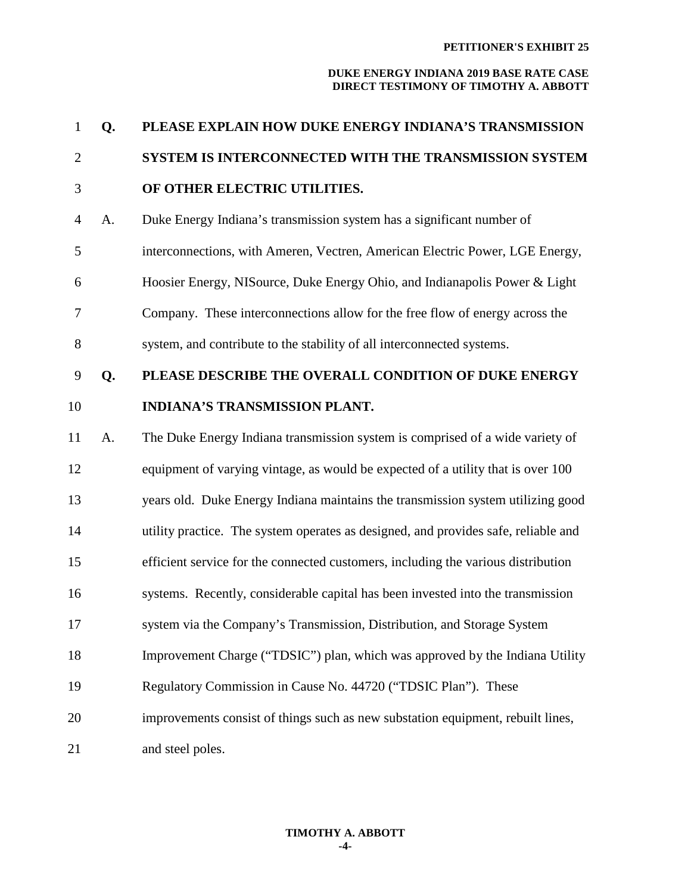**Q. PLEASE EXPLAIN HOW DUKE ENERGY INDIANA'S TRANSMISSION SYSTEM IS INTERCONNECTED WITH THE TRANSMISSION SYSTEM OF OTHER ELECTRIC UTILITIES.**

A. Duke Energy Indiana's transmission system has a significant number of interconnections, with Ameren, Vectren, American Electric Power, LGE Energy, Hoosier Energy, NISource, Duke Energy Ohio, and Indianapolis Power & Light Company. These interconnections allow for the free flow of energy across the system, and contribute to the stability of all interconnected systems.

**Q. PLEASE DESCRIBE THE OVERALL CONDITION OF DUKE ENERGY INDIANA'S TRANSMISSION PLANT.**

A. The Duke Energy Indiana transmission system is comprised of a wide variety of equipment of varying vintage, as would be expected of a utility that is over 100 years old. Duke Energy Indiana maintains the transmission system utilizing good utility practice. The system operates as designed, and provides safe, reliable and efficient service for the connected customers, including the various distribution systems. Recently, considerable capital has been invested into the transmission system via the Company's Transmission, Distribution, and Storage System Improvement Charge ("TDSIC") plan, which was approved by the Indiana Utility Regulatory Commission in Cause No. 44720 ("TDSIC Plan"). These improvements consist of things such as new substation equipment, rebuilt lines, and steel poles.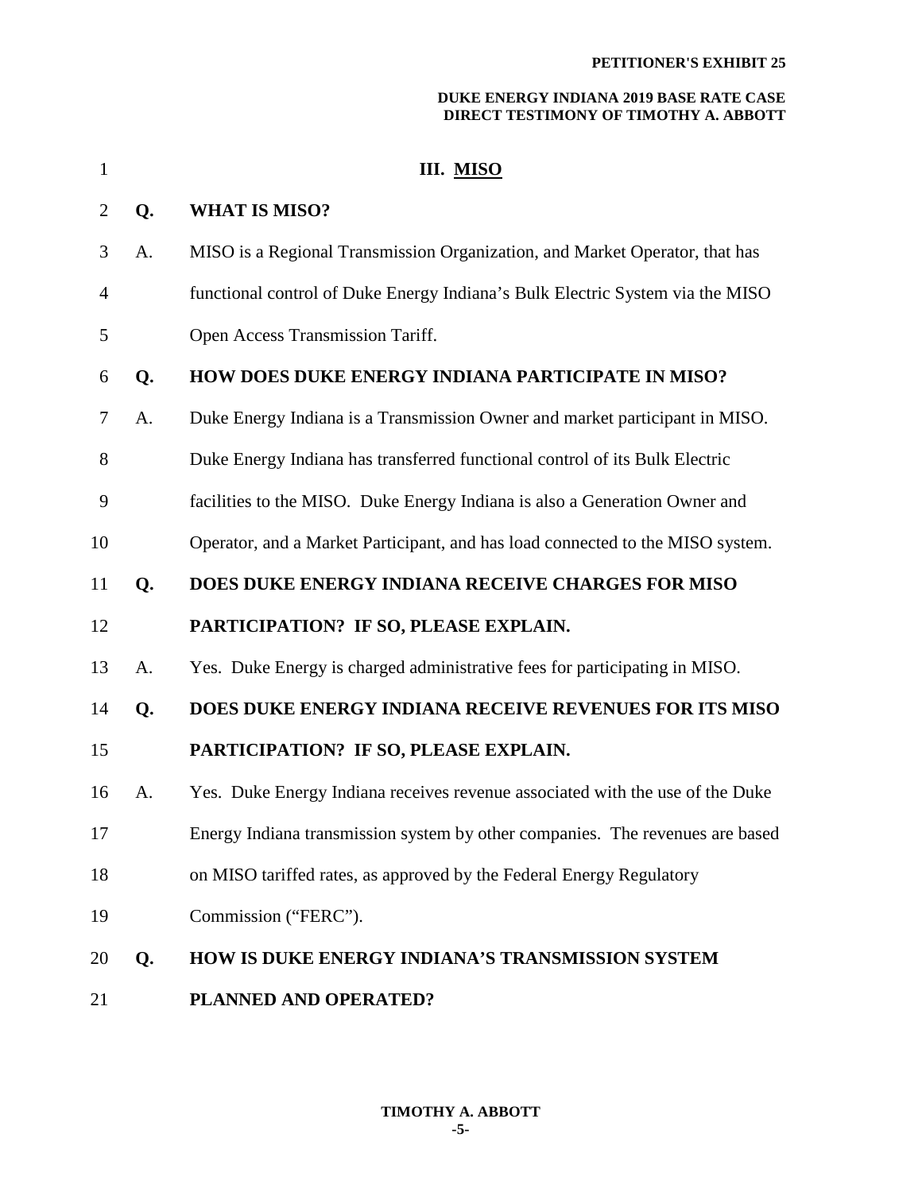## III. MISO

**Q. WHAT IS MISO?**

A. MISO is a Regional Transmission Organization, and Market Operator, that has functional control of Duke Energy Indiana's Bulk Electric System via the MISO Open Access Transmission Tariff.

**Q. HOW DOES DUKE ENERGY INDIANA PARTICIPATE IN MISO?**

A. Duke Energy Indiana is a Transmission Owner and market participant in MISO. Duke Energy Indiana has transferred functional control of its Bulk Electric facilities to the MISO. Duke Energy Indiana is also a Generation Owner and Operator, and a Market Participant, and has load connected to the MISO system.

**Q. DOES DUKE ENERGY INDIANA RECEIVE CHARGES FOR MISO PARTICIPATION? IF SO, PLEASE EXPLAIN.**

A. Yes. Duke Energy is charged administrative fees for participating in MISO.

**Q. DOES DUKE ENERGY INDIANA RECEIVE REVENUES FOR ITS MISO PARTICIPATION? IF SO, PLEASE EXPLAIN.**

A. Yes. Duke Energy Indiana receives revenue associated with the use of the Duke Energy Indiana transmission system by other companies. The revenues are based on MISO tariffed rates, as approved by the Federal Energy Regulatory Commission ("FERC").

**Q. HOW IS DUKE ENERGY INDIANA'S TRANSMISSION SYSTEM PLANNED AND OPERATED?**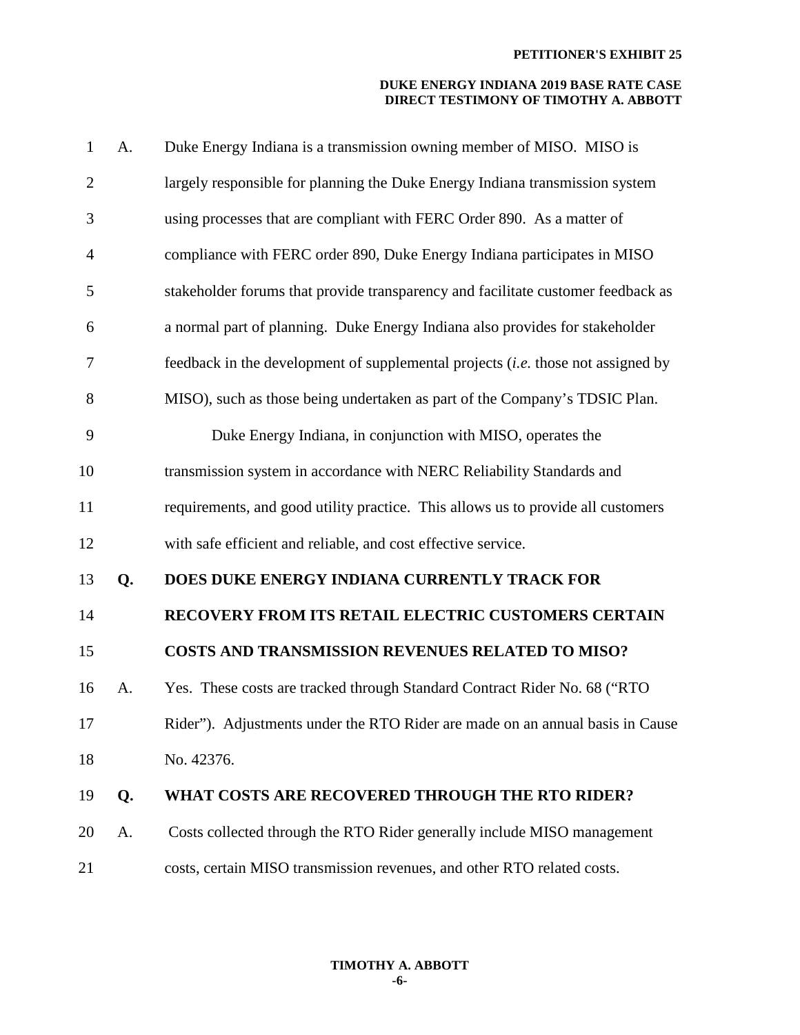A. Duke Energy Indiana is a transmission owning member of MISO. MISO is largely responsible for planning the Duke Energy Indiana transmission system using processes that are compliant with FERC Order 890. As a matter of compliance with FERC order 890, Duke Energy Indiana participates in MISO stakeholder forums that provide transparency and facilitate customer feedback as a normal part of planning. Duke Energy Indiana also provides for stakeholder feedback in the development of supplemental projects (*i.e.* those not assigned by MISO), such as those being undertaken as part of the Company's TDSIC Plan.

Duke Energy Indiana, in conjunction with MISO, operates the transmission system in accordance with NERC Reliability Standards and requirements, and good utility practice. This allows us to provide all customers with safe efficient and reliable, and cost effective service.

**Q. DOES DUKE ENERGY INDIANA CURRENTLY TRACK FOR RECOVERY FROM ITS RETAIL ELECTRIC CUSTOMERS CERTAIN COSTS AND TRANSMISSION REVENUES RELATED TO MISO?**

A. Yes. These costs are tracked through Standard Contract Rider No. 68 ("RTO Rider"). Adjustments under the RTO Rider are made on an annual basis in Cause No. 42376.

**Q. WHAT COSTS ARE RECOVERED THROUGH THE RTO RIDER?**

A. Costs collected through the RTO Rider generally include MISO management costs, certain MISO transmission revenues, and other RTO related costs.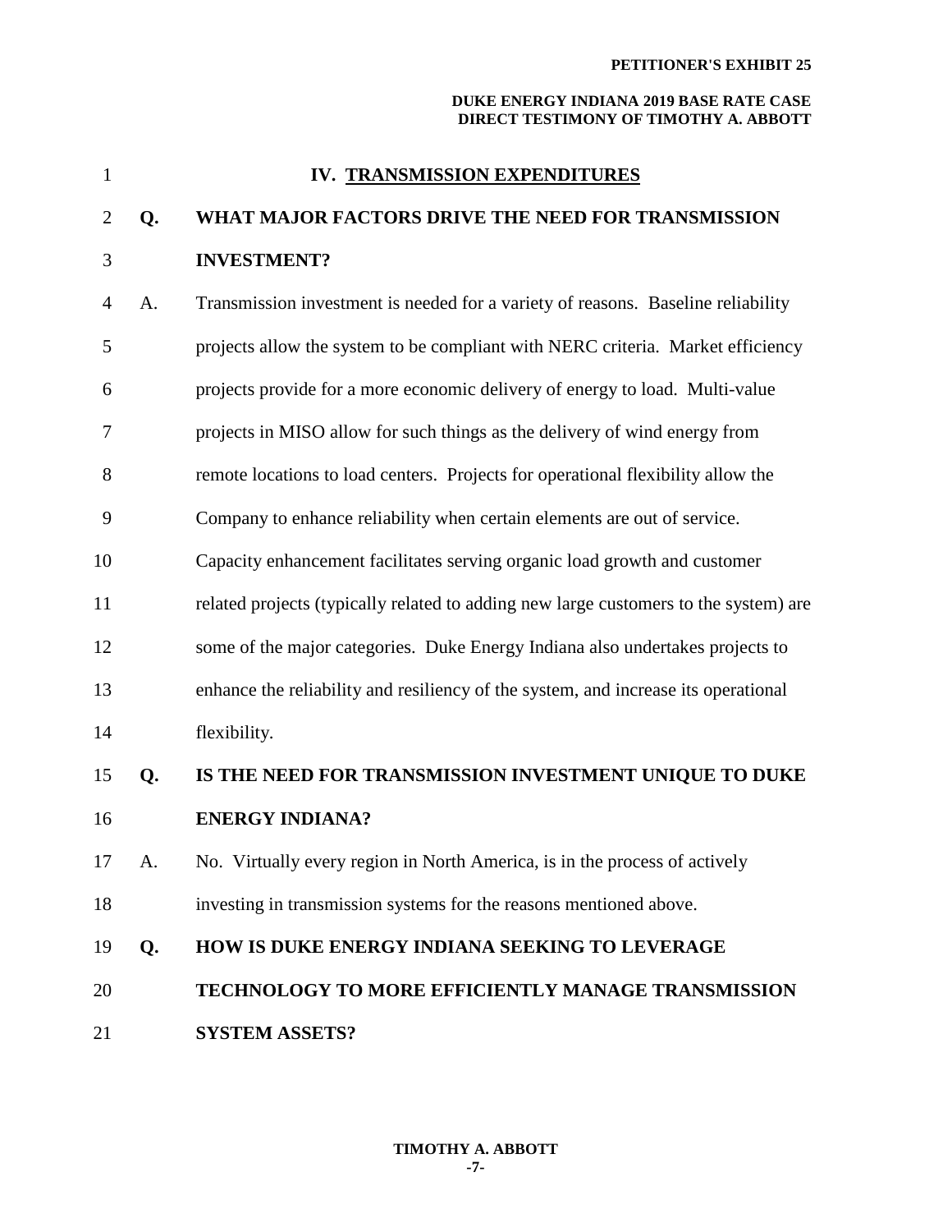## IV. TRANSMISSION EXPENDITURES

**Q. WHAT MAJOR FACTORS DRIVE THE NEED FOR TRANSMISSION INVESTMENT?**

A. Transmission investment is needed for a variety of reasons. Baseline reliability projects allow the system to be compliant with NERC criteria. Market efficiency projects provide for a more economic delivery of energy to load. Multi-value projects in MISO allow for such things as the delivery of wind energy from remote locations to load centers. Projects for operational flexibility allow the Company to enhance reliability when certain elements are out of service. Capacity enhancement facilitates serving organic load growth and customer related projects (typically related to adding new large customers to the system) are some of the major categories. Duke Energy Indiana also undertakes projects to enhance the reliability and resiliency of the system, and increase its operational flexibility.

**Q. IS THE NEED FOR TRANSMISSION INVESTMENT UNIQUE TO DUKE ENERGY INDIANA?**

A. No. Virtually every region in North America, is in the process of actively investing in transmission systems for the reasons mentioned above.

**Q. HOW IS DUKE ENERGY INDIANA SEEKING TO LEVERAGE TECHNOLOGY TO MORE EFFICIENTLY MANAGE TRANSMISSION SYSTEM ASSETS?**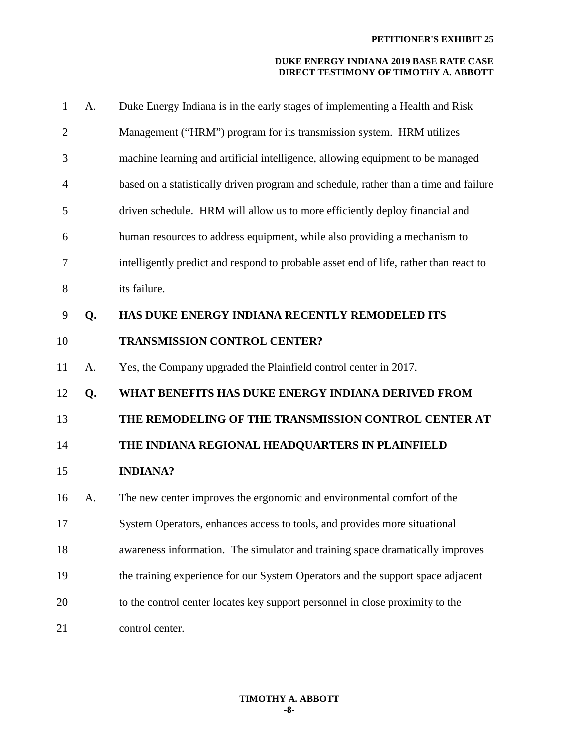A. Duke Energy Indiana is in the early stages of implementing a Health and Risk Management ("HRM") program for its transmission system. HRM utilizes machine learning and artificial intelligence, allowing equipment to be managed based on a statistically driven program and schedule, rather than a time and failure driven schedule. HRM will allow us to more efficiently deploy financial and human resources to address equipment, while also providing a mechanism to intelligently predict and respond to probable asset end of life, rather than react to its failure.

**Q. HAS DUKE ENERGY INDIANA RECENTLY REMODELED ITS TRANSMISSION CONTROL CENTER?**

A. Yes, the Company upgraded the Plainfield control center in 2017.

**Q. WHAT BENEFITS HAS DUKE ENERGY INDIANA DERIVED FROM THE REMODELING OF THE TRANSMISSION CONTROL CENTER AT THE INDIANA REGIONAL HEADQUARTERS IN PLAINFIELD INDIANA?**

A. The new center improves the ergonomic and environmental comfort of the System Operators, enhances access to tools, and provides more situational awareness information. The simulator and training space dramatically improves the training experience for our System Operators and the support space adjacent to the control center locates key support personnel in close proximity to the control center.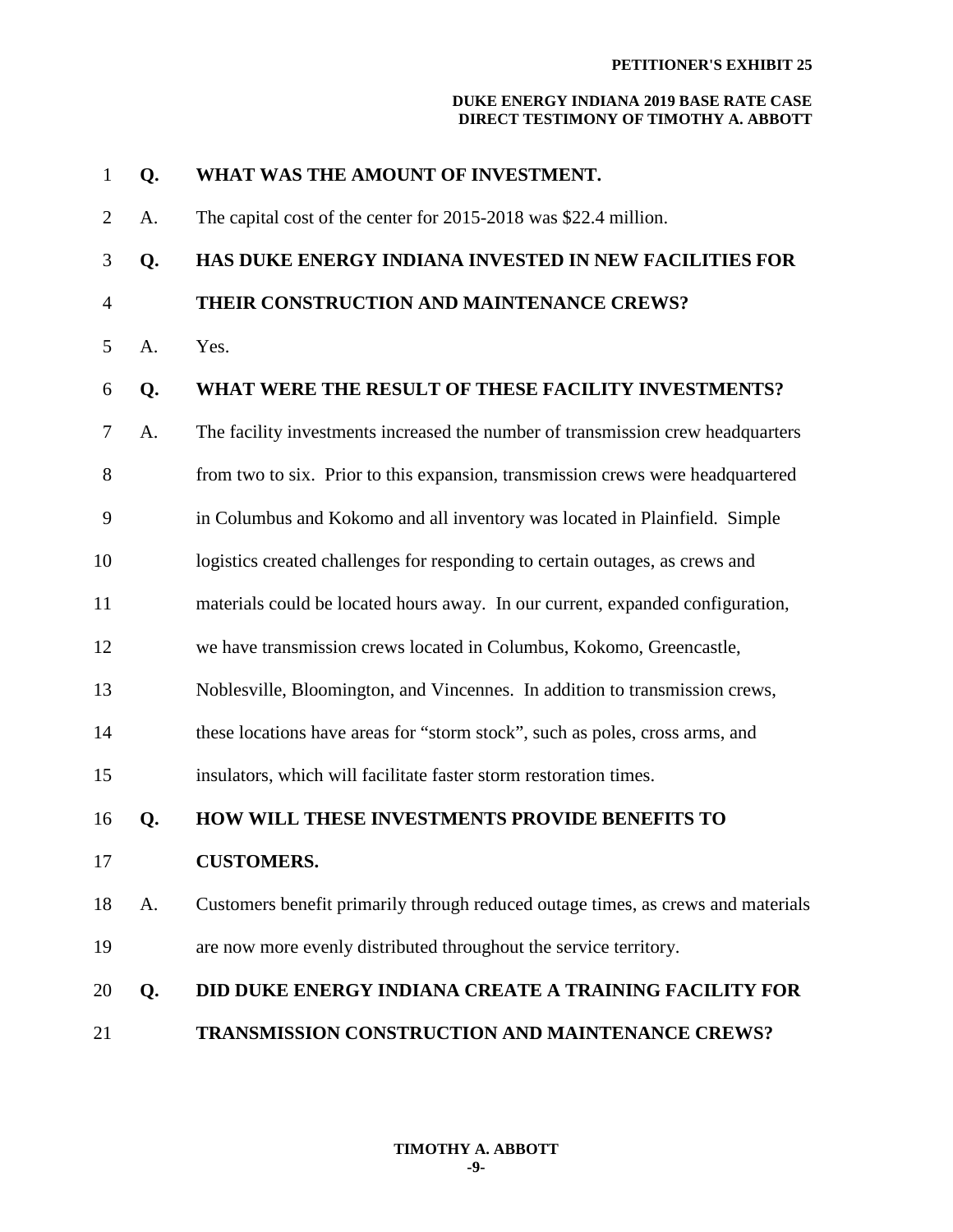**Q. WHAT WAS THE AMOUNT OF INVESTMENT.**

A. The capital cost of the center for 2015-2018 was $22.4 million.

**Q. HAS DUKE ENERGY INDIANA INVESTED IN NEW FACILITIES FOR THEIR CONSTRUCTION AND MAINTENANCE CREWS?**

A. Yes.

**Q. WHAT WERE THE RESULT OF THESE FACILITY INVESTMENTS?**

A. The facility investments increased the number of transmission crew headquarters from two to six. Prior to this expansion, transmission crews were headquartered in Columbus and Kokomo and all inventory was located in Plainfield. Simple logistics created challenges for responding to certain outages, as crews and materials could be located hours away. In our current, expanded configuration, we have transmission crews located in Columbus, Kokomo, Greencastle, Noblesville, Bloomington, and Vincennes. In addition to transmission crews, these locations have areas for "storm stock", such as poles, cross arms, and insulators, which will facilitate faster storm restoration times.

**Q. HOW WILL THESE INVESTMENTS PROVIDE BENEFITS TO CUSTOMERS.**

A. Customers benefit primarily through reduced outage times, as crews and materials are now more evenly distributed throughout the service territory.

**Q. DID DUKE ENERGY INDIANA CREATE A TRAINING FACILITY FOR TRANSMISSION CONSTRUCTION AND MAINTENANCE CREWS?**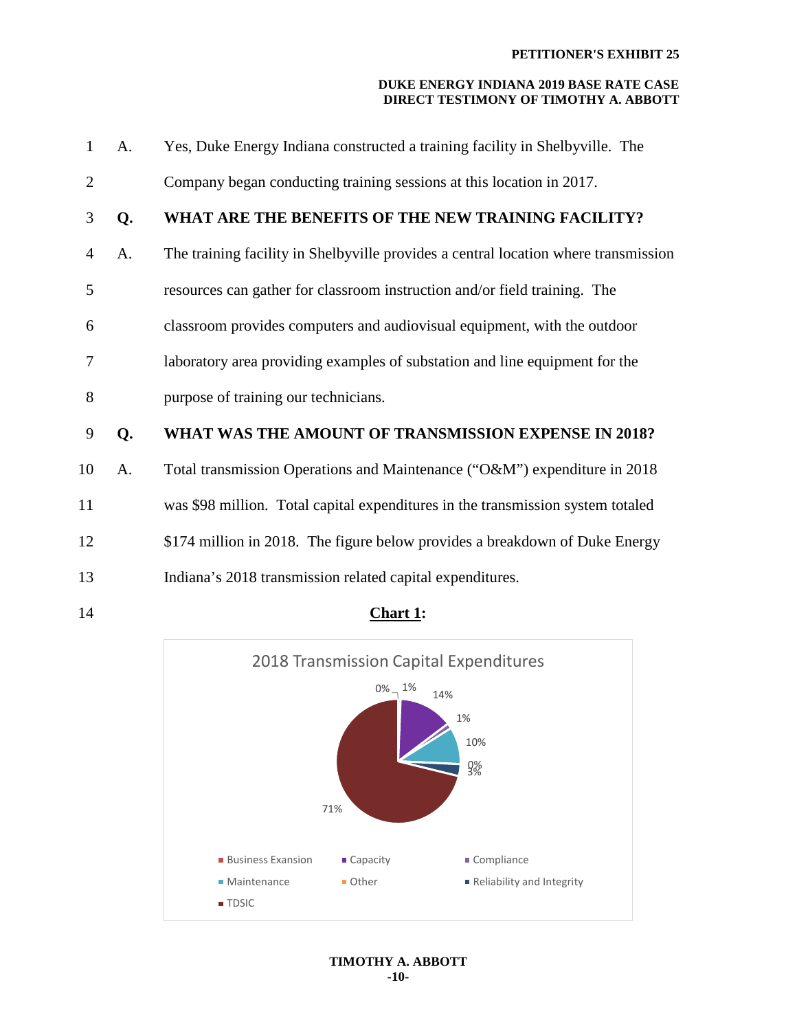A. Yes, Duke Energy Indiana constructed a training facility in Shelbyville. The Company began conducting training sessions at this location in 2017.

**Q. WHAT ARE THE BENEFITS OF THE NEW TRAINING FACILITY?**

A. The training facility in Shelbyville provides a central location where transmission resources can gather for classroom instruction and/or field training. The classroom provides computers and audiovisual equipment, with the outdoor laboratory area providing examples of substation and line equipment for the purpose of training our technicians.

**Q. WHAT WAS THE AMOUNT OF TRANSMISSION EXPENSE IN 2018?**

A. Total transmission Operations and Maintenance ("O&M") expenditure in 2018 was $98 million. Total capital expenditures in the transmission system totaled $174 million in 2018. The figure below provides a breakdown of Duke Energy Indiana's 2018 transmission related capital expenditures.

**Chart 1:**

2018 Transmission Capital Expenditures

| Category | Percentage |
|---|---|
| Business Exansion | 0% |
| Capacity | 14% |
| Compliance | 1% |
| Maintenance | 10% |
| Other | 0% |
| Reliability and Integrity | 3% |
| TDSIC | 71% |

(Chart also shows an additional 1% label near the top of the pie.)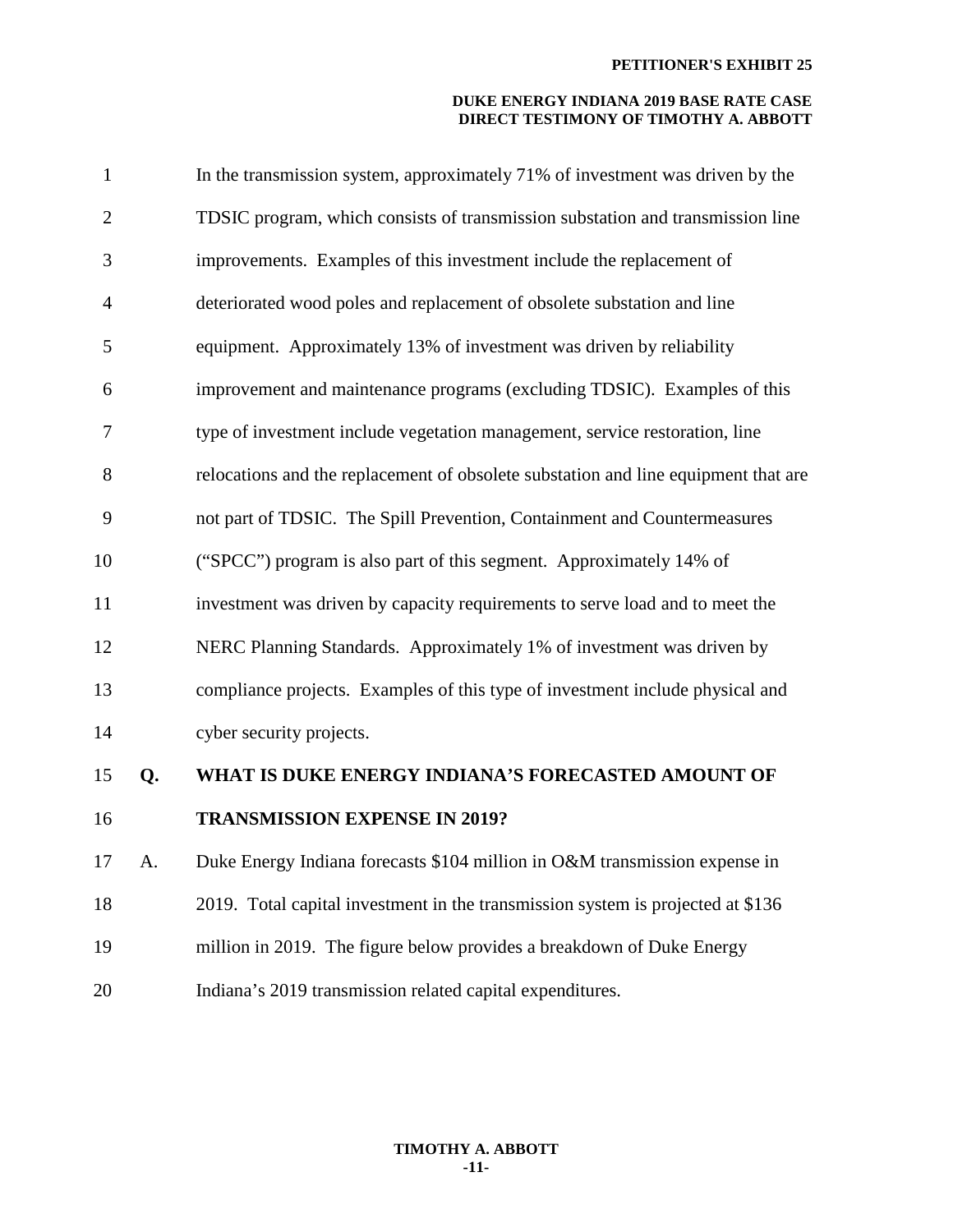In the transmission system, approximately 71% of investment was driven by the TDSIC program, which consists of transmission substation and transmission line improvements. Examples of this investment include the replacement of deteriorated wood poles and replacement of obsolete substation and line equipment. Approximately 13% of investment was driven by reliability improvement and maintenance programs (excluding TDSIC). Examples of this type of investment include vegetation management, service restoration, line relocations and the replacement of obsolete substation and line equipment that are not part of TDSIC. The Spill Prevention, Containment and Countermeasures ("SPCC") program is also part of this segment. Approximately 14% of investment was driven by capacity requirements to serve load and to meet the NERC Planning Standards. Approximately 1% of investment was driven by compliance projects. Examples of this type of investment include physical and cyber security projects.

**Q. WHAT IS DUKE ENERGY INDIANA'S FORECASTED AMOUNT OF TRANSMISSION EXPENSE IN 2019?**

A. Duke Energy Indiana forecasts $104 million in O&M transmission expense in 2019. Total capital investment in the transmission system is projected at $136 million in 2019. The figure below provides a breakdown of Duke Energy Indiana's 2019 transmission related capital expenditures.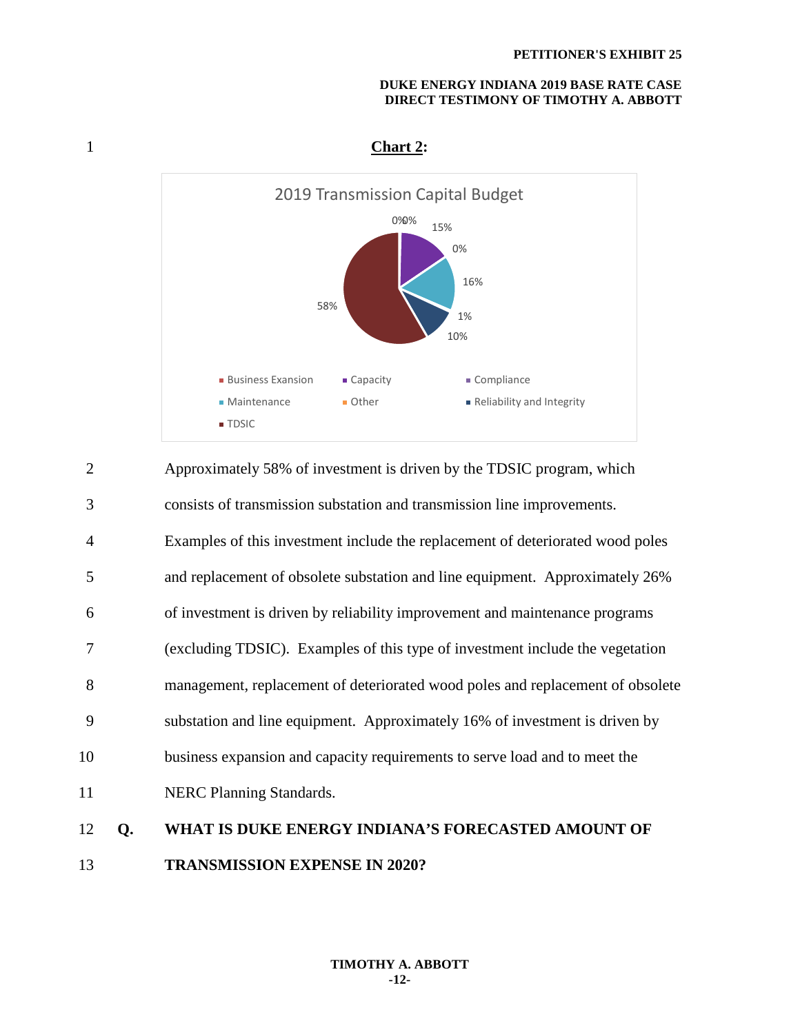**Chart 2:**

2019 Transmission Capital Budget

| Category | Percentage |
|---|---|
| Business Exansion | 0% |
| Capacity | 15% |
| Compliance | 0% |
| Maintenance | 16% |
| Other | 1% |
| Reliability and Integrity | 10% |
| TDSIC | 58% |

Approximately 58% of investment is driven by the TDSIC program, which consists of transmission substation and transmission line improvements. Examples of this investment include the replacement of deteriorated wood poles and replacement of obsolete substation and line equipment. Approximately 26% of investment is driven by reliability improvement and maintenance programs (excluding TDSIC). Examples of this type of investment include the vegetation management, replacement of deteriorated wood poles and replacement of obsolete substation and line equipment. Approximately 16% of investment is driven by business expansion and capacity requirements to serve load and to meet the NERC Planning Standards.

**Q. WHAT IS DUKE ENERGY INDIANA'S FORECASTED AMOUNT OF TRANSMISSION EXPENSE IN 2020?**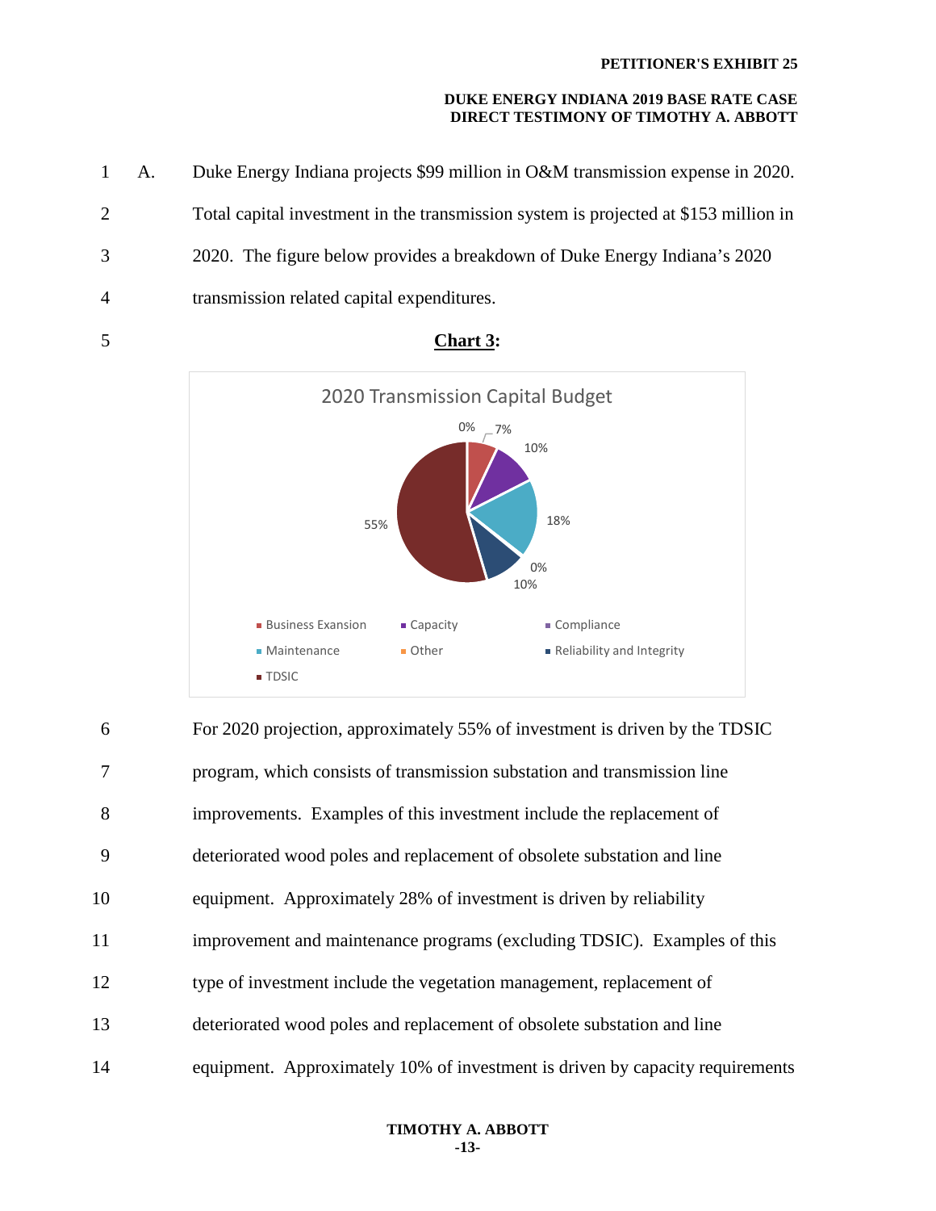A. Duke Energy Indiana projects $99 million in O&M transmission expense in 2020. Total capital investment in the transmission system is projected at $153 million in 2020. The figure below provides a breakdown of Duke Energy Indiana's 2020 transmission related capital expenditures.

**Chart 3:**

2020 Transmission Capital Budget

| Category | Percentage |
|---|---|
| Business Exansion | 7% |
| Capacity | 10% |
| Compliance | 0% |
| Maintenance | 18% |
| Other | 0% |
| Reliability and Integrity | 10% |
| TDSIC | 55% |

For 2020 projection, approximately 55% of investment is driven by the TDSIC program, which consists of transmission substation and transmission line improvements. Examples of this investment include the replacement of deteriorated wood poles and replacement of obsolete substation and line equipment. Approximately 28% of investment is driven by reliability improvement and maintenance programs (excluding TDSIC). Examples of this type of investment include the vegetation management, replacement of deteriorated wood poles and replacement of obsolete substation and line equipment. Approximately 10% of investment is driven by capacity requirements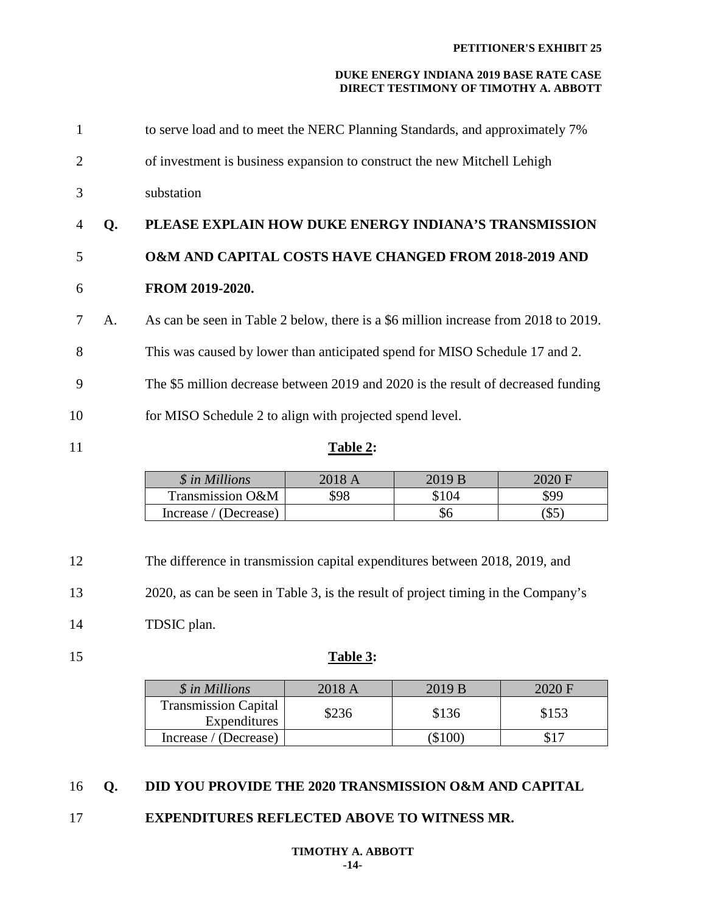to serve load and to meet the NERC Planning Standards, and approximately 7% of investment is business expansion to construct the new Mitchell Lehigh substation

**Q. PLEASE EXPLAIN HOW DUKE ENERGY INDIANA'S TRANSMISSION O&M AND CAPITAL COSTS HAVE CHANGED FROM 2018-2019 AND FROM 2019-2020.**

A. As can be seen in Table 2 below, there is a $6 million increase from 2018 to 2019. This was caused by lower than anticipated spend for MISO Schedule 17 and 2. The $5 million decrease between 2019 and 2020 is the result of decreased funding for MISO Schedule 2 to align with projected spend level.

**Table 2:**

| *$ in Millions* | 2018 A | 2019 B | 2020 F |
|---|---|---|---|
| Transmission O&M | $98 | $104 | $99 |
| Increase / (Decrease) | | $6 | ($5) |

The difference in transmission capital expenditures between 2018, 2019, and 2020, as can be seen in Table 3, is the result of project timing in the Company's TDSIC plan.

**Table 3:**

| *$ in Millions* | 2018 A | 2019 B | 2020 F |
|---|---|---|---|
| Transmission Capital Expenditures | $236 | $136 | $153 |
| Increase / (Decrease) | | ($100) | $17 |

**Q. DID YOU PROVIDE THE 2020 TRANSMISSION O&M AND CAPITAL EXPENDITURES REFLECTED ABOVE TO WITNESS MR.**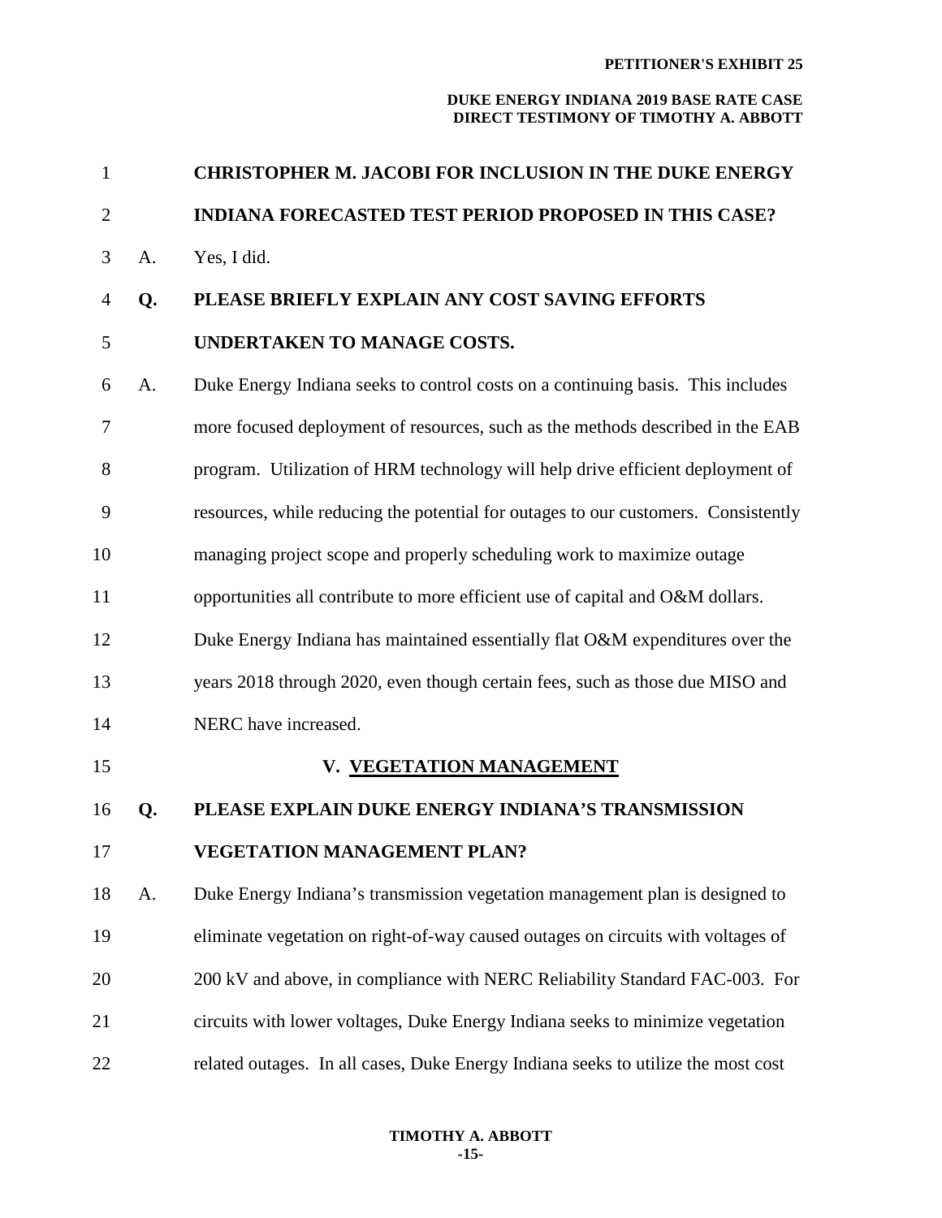**CHRISTOPHER M. JACOBI FOR INCLUSION IN THE DUKE ENERGY INDIANA FORECASTED TEST PERIOD PROPOSED IN THIS CASE?**

A. Yes, I did.

**Q. PLEASE BRIEFLY EXPLAIN ANY COST SAVING EFFORTS UNDERTAKEN TO MANAGE COSTS.**

A. Duke Energy Indiana seeks to control costs on a continuing basis. This includes more focused deployment of resources, such as the methods described in the EAB program. Utilization of HRM technology will help drive efficient deployment of resources, while reducing the potential for outages to our customers. Consistently managing project scope and properly scheduling work to maximize outage opportunities all contribute to more efficient use of capital and O&M dollars. Duke Energy Indiana has maintained essentially flat O&M expenditures over the years 2018 through 2020, even though certain fees, such as those due MISO and NERC have increased.

## V. VEGETATION MANAGEMENT

**Q. PLEASE EXPLAIN DUKE ENERGY INDIANA'S TRANSMISSION VEGETATION MANAGEMENT PLAN?**

A. Duke Energy Indiana's transmission vegetation management plan is designed to eliminate vegetation on right-of-way caused outages on circuits with voltages of 200 kV and above, in compliance with NERC Reliability Standard FAC-003. For circuits with lower voltages, Duke Energy Indiana seeks to minimize vegetation related outages. In all cases, Duke Energy Indiana seeks to utilize the most cost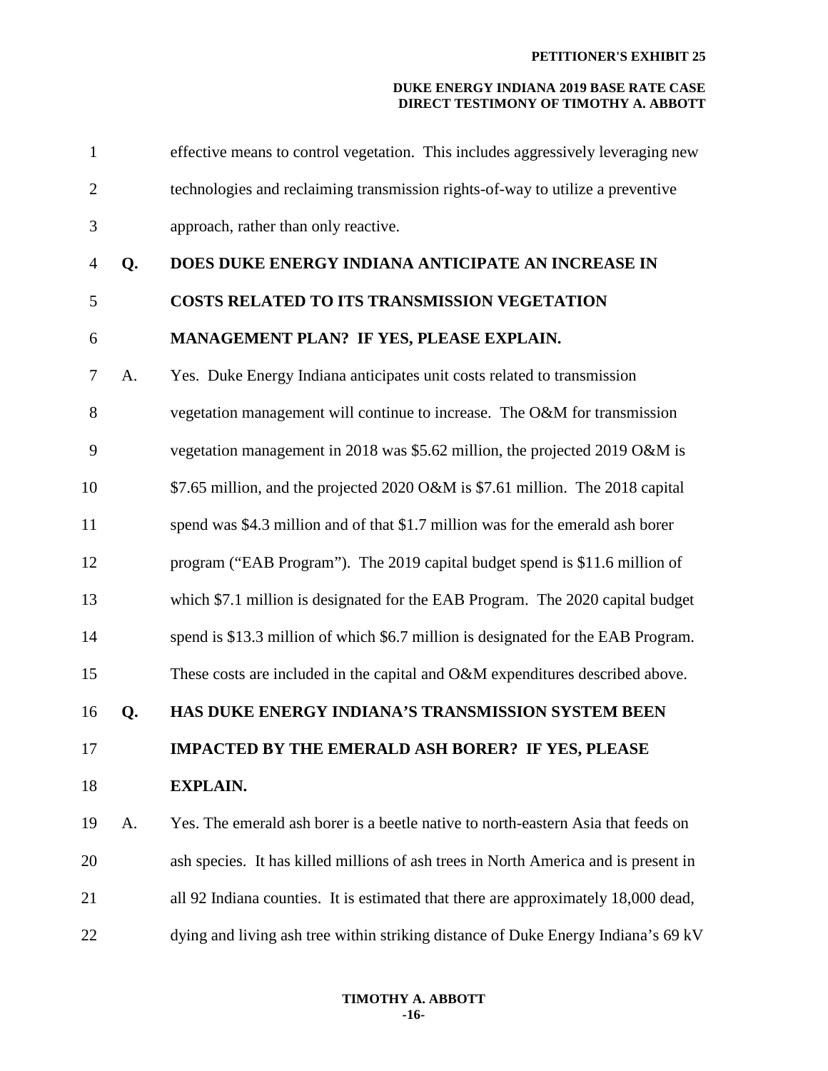effective means to control vegetation. This includes aggressively leveraging new technologies and reclaiming transmission rights-of-way to utilize a preventive approach, rather than only reactive.

**Q. DOES DUKE ENERGY INDIANA ANTICIPATE AN INCREASE IN COSTS RELATED TO ITS TRANSMISSION VEGETATION MANAGEMENT PLAN? IF YES, PLEASE EXPLAIN.**

A. Yes. Duke Energy Indiana anticipates unit costs related to transmission vegetation management will continue to increase. The O&M for transmission vegetation management in 2018 was $5.62 million, the projected 2019 O&M is $7.65 million, and the projected 2020 O&M is $7.61 million. The 2018 capital spend was $4.3 million and of that $1.7 million was for the emerald ash borer program ("EAB Program"). The 2019 capital budget spend is $11.6 million of which $7.1 million is designated for the EAB Program. The 2020 capital budget spend is $13.3 million of which $6.7 million is designated for the EAB Program. These costs are included in the capital and O&M expenditures described above.

**Q. HAS DUKE ENERGY INDIANA'S TRANSMISSION SYSTEM BEEN IMPACTED BY THE EMERALD ASH BORER? IF YES, PLEASE EXPLAIN.**

A. Yes. The emerald ash borer is a beetle native to north-eastern Asia that feeds on ash species. It has killed millions of ash trees in North America and is present in all 92 Indiana counties. It is estimated that there are approximately 18,000 dead, dying and living ash tree within striking distance of Duke Energy Indiana's 69 kV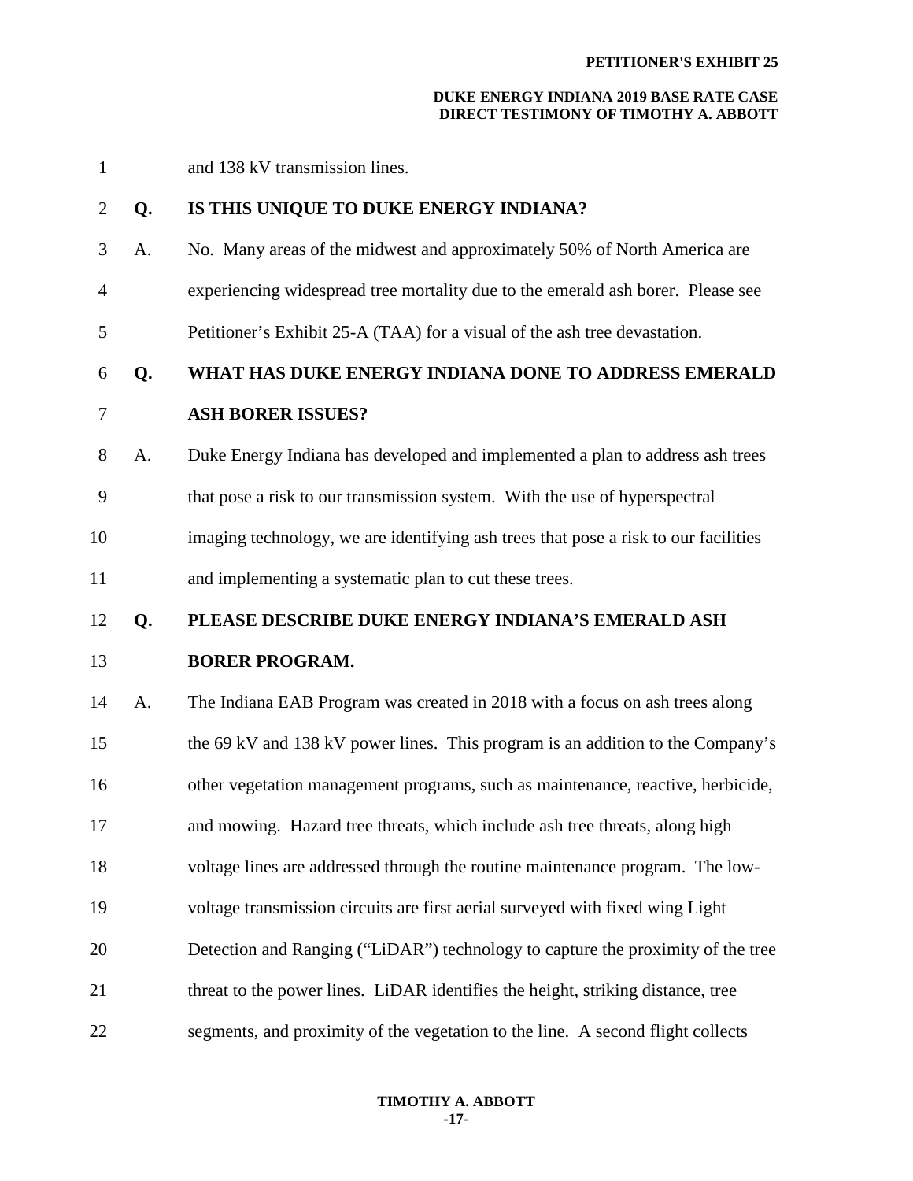and 138 kV transmission lines.

**Q. IS THIS UNIQUE TO DUKE ENERGY INDIANA?**

A. No. Many areas of the midwest and approximately 50% of North America are experiencing widespread tree mortality due to the emerald ash borer. Please see Petitioner's Exhibit 25-A (TAA) for a visual of the ash tree devastation.

**Q. WHAT HAS DUKE ENERGY INDIANA DONE TO ADDRESS EMERALD ASH BORER ISSUES?**

A. Duke Energy Indiana has developed and implemented a plan to address ash trees that pose a risk to our transmission system. With the use of hyperspectral imaging technology, we are identifying ash trees that pose a risk to our facilities and implementing a systematic plan to cut these trees.

**Q. PLEASE DESCRIBE DUKE ENERGY INDIANA'S EMERALD ASH BORER PROGRAM.**

A. The Indiana EAB Program was created in 2018 with a focus on ash trees along the 69 kV and 138 kV power lines. This program is an addition to the Company's other vegetation management programs, such as maintenance, reactive, herbicide, and mowing. Hazard tree threats, which include ash tree threats, along high voltage lines are addressed through the routine maintenance program. The low-voltage transmission circuits are first aerial surveyed with fixed wing Light Detection and Ranging ("LiDAR") technology to capture the proximity of the tree threat to the power lines. LiDAR identifies the height, striking distance, tree segments, and proximity of the vegetation to the line. A second flight collects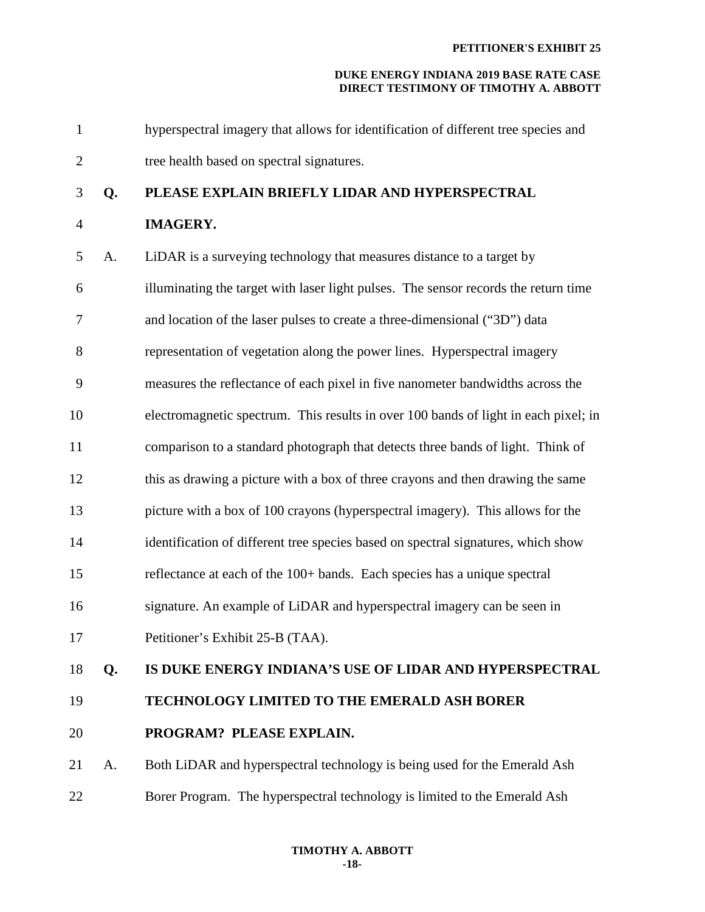hyperspectral imagery that allows for identification of different tree species and tree health based on spectral signatures.

**Q. PLEASE EXPLAIN BRIEFLY LIDAR AND HYPERSPECTRAL IMAGERY.**

A. LiDAR is a surveying technology that measures distance to a target by illuminating the target with laser light pulses. The sensor records the return time and location of the laser pulses to create a three-dimensional ("3D") data representation of vegetation along the power lines. Hyperspectral imagery measures the reflectance of each pixel in five nanometer bandwidths across the electromagnetic spectrum. This results in over 100 bands of light in each pixel; in comparison to a standard photograph that detects three bands of light. Think of this as drawing a picture with a box of three crayons and then drawing the same picture with a box of 100 crayons (hyperspectral imagery). This allows for the identification of different tree species based on spectral signatures, which show reflectance at each of the 100+ bands. Each species has a unique spectral signature. An example of LiDAR and hyperspectral imagery can be seen in Petitioner's Exhibit 25-B (TAA).

**Q. IS DUKE ENERGY INDIANA'S USE OF LIDAR AND HYPERSPECTRAL TECHNOLOGY LIMITED TO THE EMERALD ASH BORER PROGRAM? PLEASE EXPLAIN.**

A. Both LiDAR and hyperspectral technology is being used for the Emerald Ash Borer Program. The hyperspectral technology is limited to the Emerald Ash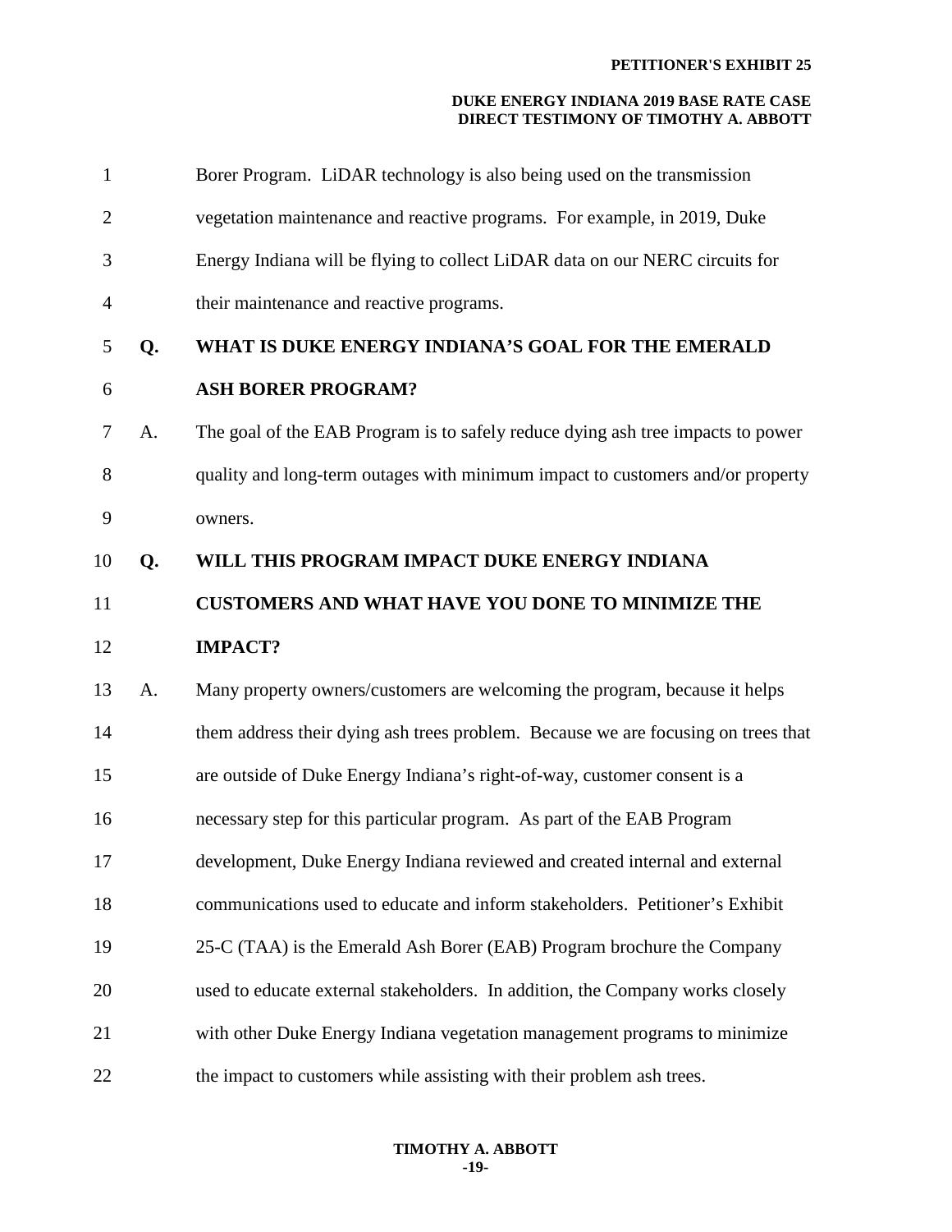Borer Program. LiDAR technology is also being used on the transmission vegetation maintenance and reactive programs. For example, in 2019, Duke Energy Indiana will be flying to collect LiDAR data on our NERC circuits for their maintenance and reactive programs.

**Q. WHAT IS DUKE ENERGY INDIANA'S GOAL FOR THE EMERALD ASH BORER PROGRAM?**

A. The goal of the EAB Program is to safely reduce dying ash tree impacts to power quality and long-term outages with minimum impact to customers and/or property owners.

**Q. WILL THIS PROGRAM IMPACT DUKE ENERGY INDIANA CUSTOMERS AND WHAT HAVE YOU DONE TO MINIMIZE THE IMPACT?**

A. Many property owners/customers are welcoming the program, because it helps them address their dying ash trees problem. Because we are focusing on trees that are outside of Duke Energy Indiana's right-of-way, customer consent is a necessary step for this particular program. As part of the EAB Program development, Duke Energy Indiana reviewed and created internal and external communications used to educate and inform stakeholders. Petitioner's Exhibit 25-C (TAA) is the Emerald Ash Borer (EAB) Program brochure the Company used to educate external stakeholders. In addition, the Company works closely with other Duke Energy Indiana vegetation management programs to minimize the impact to customers while assisting with their problem ash trees.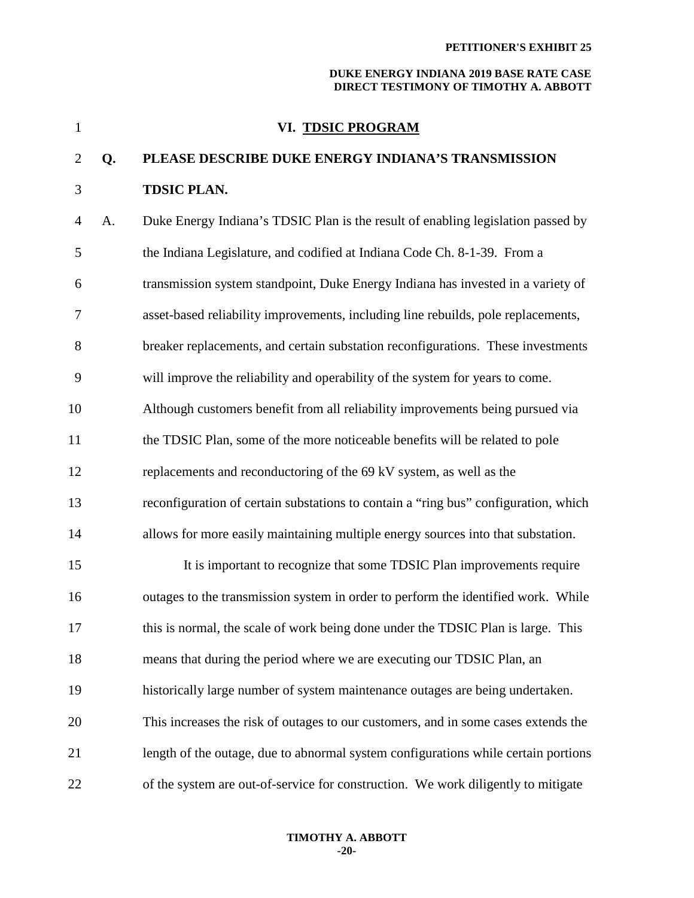## VI. TDSIC PROGRAM

**Q. PLEASE DESCRIBE DUKE ENERGY INDIANA'S TRANSMISSION TDSIC PLAN.**

A. Duke Energy Indiana's TDSIC Plan is the result of enabling legislation passed by the Indiana Legislature, and codified at Indiana Code Ch. 8-1-39. From a transmission system standpoint, Duke Energy Indiana has invested in a variety of asset-based reliability improvements, including line rebuilds, pole replacements, breaker replacements, and certain substation reconfigurations. These investments will improve the reliability and operability of the system for years to come. Although customers benefit from all reliability improvements being pursued via the TDSIC Plan, some of the more noticeable benefits will be related to pole replacements and reconductoring of the 69 kV system, as well as the reconfiguration of certain substations to contain a "ring bus" configuration, which allows for more easily maintaining multiple energy sources into that substation.

It is important to recognize that some TDSIC Plan improvements require outages to the transmission system in order to perform the identified work. While this is normal, the scale of work being done under the TDSIC Plan is large. This means that during the period where we are executing our TDSIC Plan, an historically large number of system maintenance outages are being undertaken. This increases the risk of outages to our customers, and in some cases extends the length of the outage, due to abnormal system configurations while certain portions of the system are out-of-service for construction. We work diligently to mitigate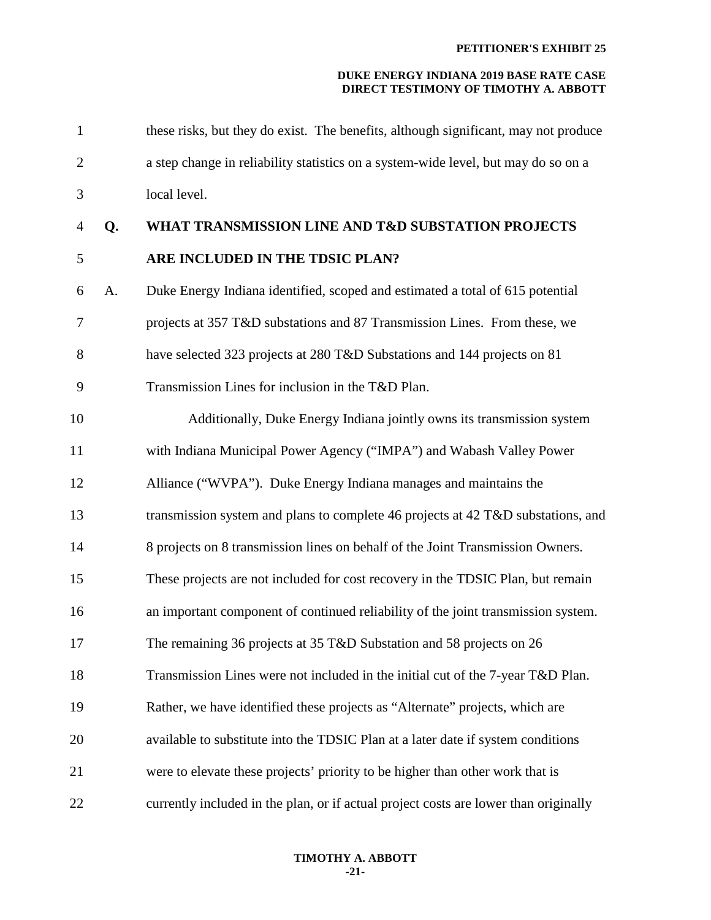these risks, but they do exist. The benefits, although significant, may not produce a step change in reliability statistics on a system-wide level, but may do so on a local level.

**Q. WHAT TRANSMISSION LINE AND T&D SUBSTATION PROJECTS ARE INCLUDED IN THE TDSIC PLAN?**

A. Duke Energy Indiana identified, scoped and estimated a total of 615 potential projects at 357 T&D substations and 87 Transmission Lines. From these, we have selected 323 projects at 280 T&D Substations and 144 projects on 81 Transmission Lines for inclusion in the T&D Plan.

Additionally, Duke Energy Indiana jointly owns its transmission system with Indiana Municipal Power Agency ("IMPA") and Wabash Valley Power Alliance ("WVPA"). Duke Energy Indiana manages and maintains the transmission system and plans to complete 46 projects at 42 T&D substations, and 8 projects on 8 transmission lines on behalf of the Joint Transmission Owners. These projects are not included for cost recovery in the TDSIC Plan, but remain an important component of continued reliability of the joint transmission system. The remaining 36 projects at 35 T&D Substation and 58 projects on 26 Transmission Lines were not included in the initial cut of the 7-year T&D Plan. Rather, we have identified these projects as "Alternate" projects, which are available to substitute into the TDSIC Plan at a later date if system conditions were to elevate these projects' priority to be higher than other work that is currently included in the plan, or if actual project costs are lower than originally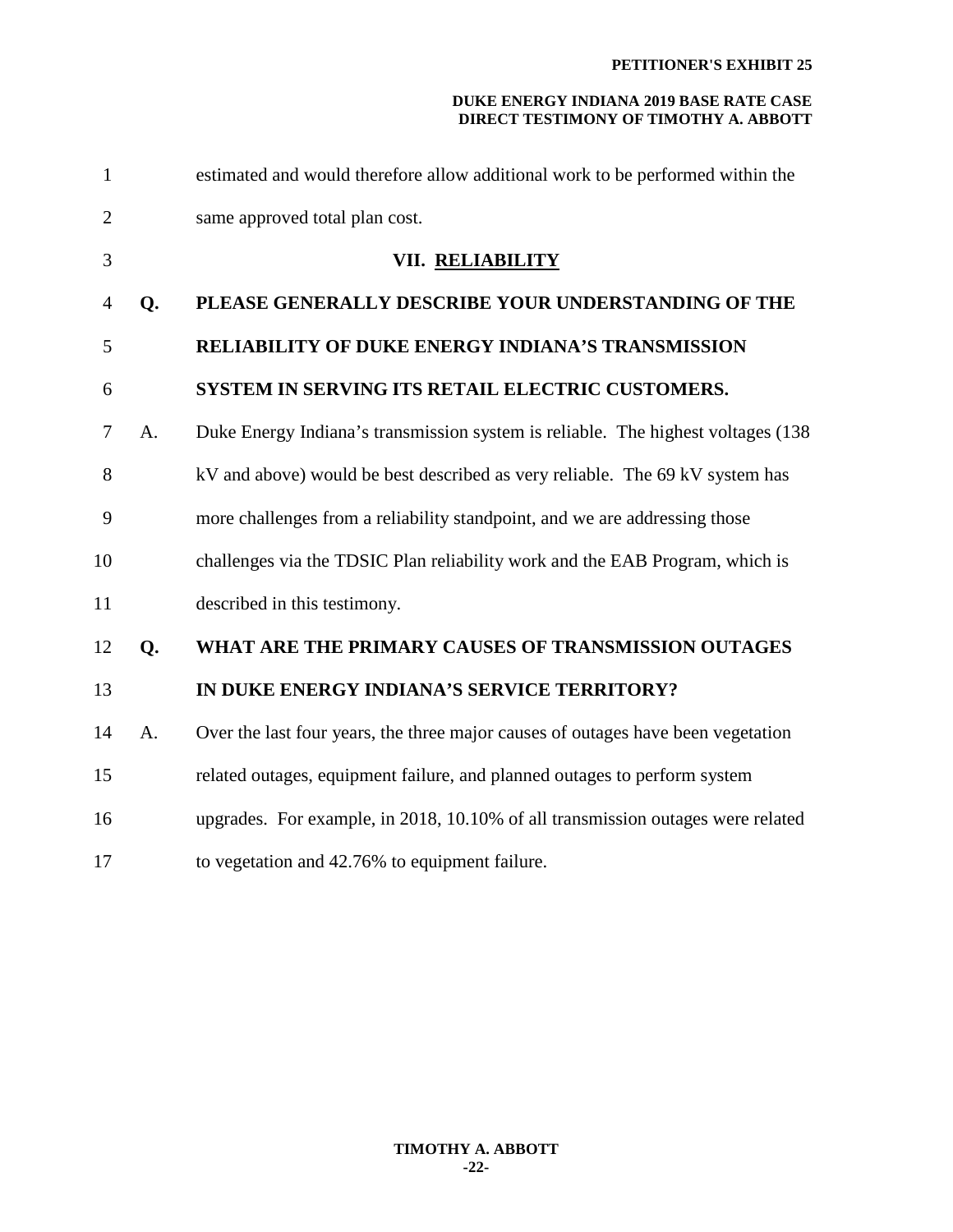estimated and would therefore allow additional work to be performed within the same approved total plan cost.

## VII. RELIABILITY

**Q. PLEASE GENERALLY DESCRIBE YOUR UNDERSTANDING OF THE RELIABILITY OF DUKE ENERGY INDIANA'S TRANSMISSION SYSTEM IN SERVING ITS RETAIL ELECTRIC CUSTOMERS.**

A. Duke Energy Indiana's transmission system is reliable. The highest voltages (138 kV and above) would be best described as very reliable. The 69 kV system has more challenges from a reliability standpoint, and we are addressing those challenges via the TDSIC Plan reliability work and the EAB Program, which is described in this testimony.

**Q. WHAT ARE THE PRIMARY CAUSES OF TRANSMISSION OUTAGES IN DUKE ENERGY INDIANA'S SERVICE TERRITORY?**

A. Over the last four years, the three major causes of outages have been vegetation related outages, equipment failure, and planned outages to perform system upgrades. For example, in 2018, 10.10% of all transmission outages were related to vegetation and 42.76% to equipment failure.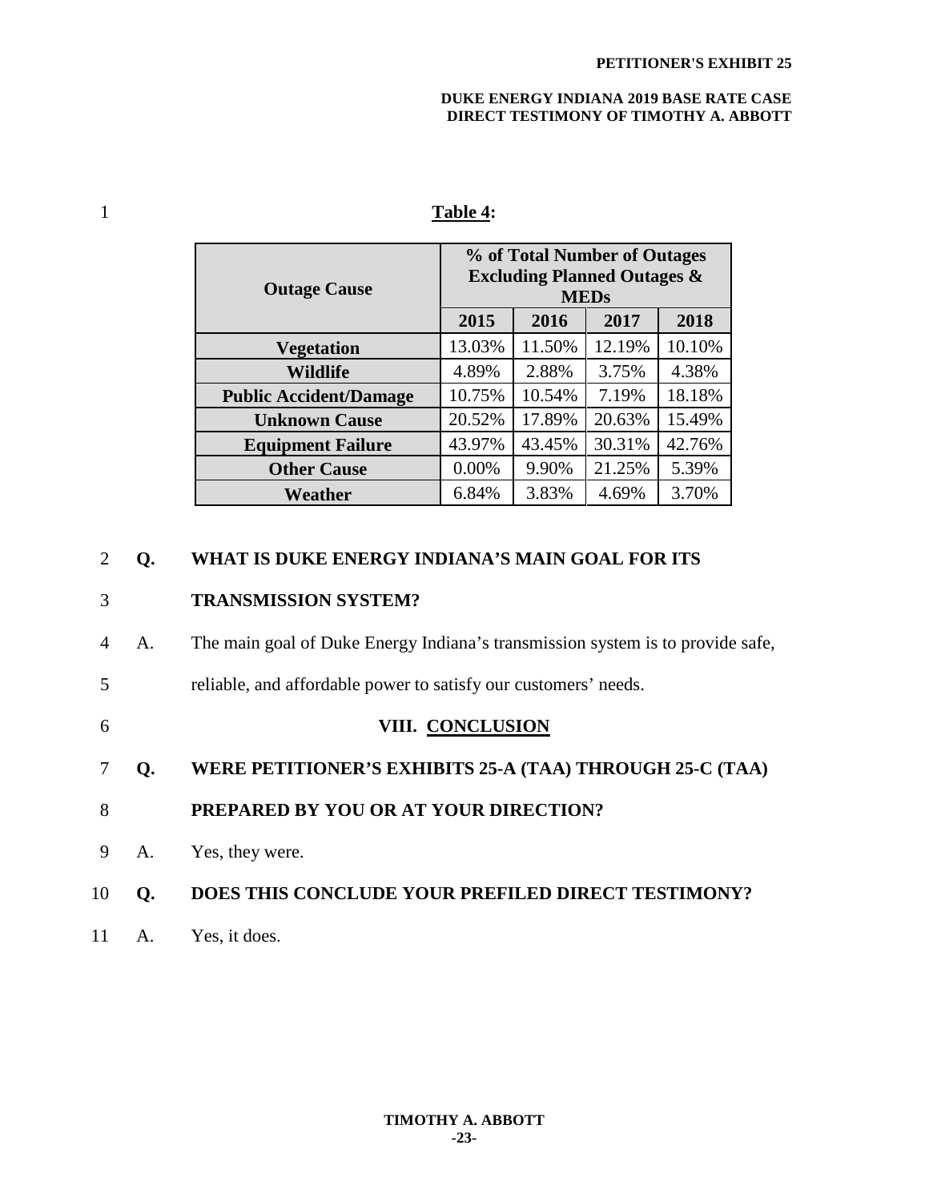**Table 4:**

| Outage Cause | % of Total Number of Outages Excluding Planned Outages & MEDs | | | |
|---|---|---|---|---|
| | 2015 | 2016 | 2017 | 2018 |
| **Vegetation** | 13.03% | 11.50% | 12.19% | 10.10% |
| **Wildlife** | 4.89% | 2.88% | 3.75% | 4.38% |
| **Public Accident/Damage** | 10.75% | 10.54% | 7.19% | 18.18% |
| **Unknown Cause** | 20.52% | 17.89% | 20.63% | 15.49% |
| **Equipment Failure** | 43.97% | 43.45% | 30.31% | 42.76% |
| **Other Cause** | 0.00% | 9.90% | 21.25% | 5.39% |
| **Weather** | 6.84% | 3.83% | 4.69% | 3.70% |

**Q. WHAT IS DUKE ENERGY INDIANA'S MAIN GOAL FOR ITS TRANSMISSION SYSTEM?**

A. The main goal of Duke Energy Indiana's transmission system is to provide safe, reliable, and affordable power to satisfy our customers' needs.

## VIII. CONCLUSION

**Q. WERE PETITIONER'S EXHIBITS 25-A (TAA) THROUGH 25-C (TAA) PREPARED BY YOU OR AT YOUR DIRECTION?**

A. Yes, they were.

**Q. DOES THIS CONCLUDE YOUR PREFILED DIRECT TESTIMONY?**

A. Yes, it does.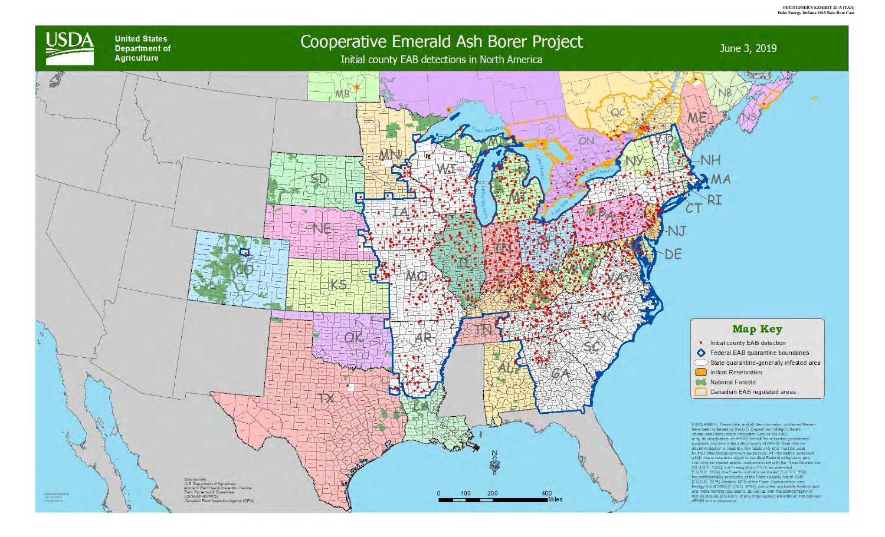PETITIONER'S EXHIBIT 25-A (TAA)
Duke Energy Indiana 2019 Base Rate Case

USDA United States Department of Agriculture

# Cooperative Emerald Ash Borer Project

Initial county EAB detections in North America

June 3, 2019

## Map Key

- Initial county EAB detection
- Federal EAB quarantine boundaries
- State quarantine-generally infested area
- Indian Reservation
- National Forests
- Canadian EAB regulated areas

DISCLAIMER: These data, and all the information contained therein, have been collected by the U.S. Department of Agriculture's Animal and Plant Health Inspection Service (APHIS), or by its cooperators on APHIS' behalf for restricted government purposes only and is the sole property of APHIS. Data may be disseminated on a need-to-know basis only and must be used for their intended government purpose(s). All information contained within these data are subject to required Federal safeguards and shall only be shared and/or used consistent with the Trade Secrets Act [18 U.S.C. 1905], the Privacy Act of 1974, as amended [5 U.S.C. 552a], the Freedom of Information Act [5 U.S.C. 552], the confidentiality provisions of the Food Security Act of 1985 [7 U.S.C. 2276], Section 1619 of the Food, Conservation, and Energy Act of 2008 [7 U.S.C. 8791], and other applicable Federal laws and implementing regulations, as well as with the confidentiality or non-disclosure provisions of any other agreement entered into between APHIS and a cooperator.

Data sources:
-U.S. Department of Agriculture, Animal & Plant Health Inspection Service, Plant Protection & Quarantine (USDA-APHIS-PPQ)
-Canadian Food Inspection Agency (CFIA)

0 100 200 400 Miles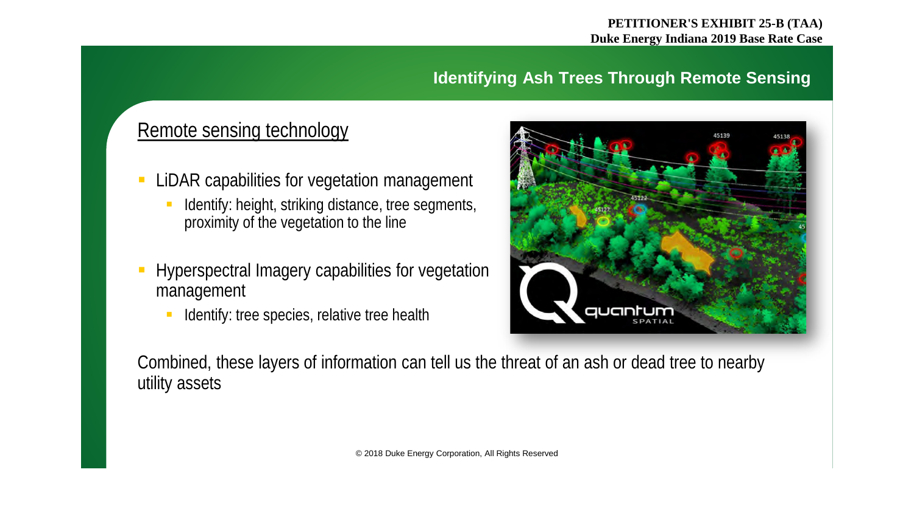PETITIONER'S EXHIBIT 25-B (TAA)
Duke Energy Indiana 2019 Base Rate Case

## Identifying Ash Trees Through Remote Sensing

### Remote sensing technology

- LiDAR capabilities for vegetation management
  - Identify: height, striking distance, tree segments, proximity of the vegetation to the line
- Hyperspectral Imagery capabilities for vegetation management
  - Identify: tree species, relative tree health

Combined, these layers of information can tell us the threat of an ash or dead tree to nearby utility assets

© 2018 Duke Energy Corporation, All Rights Reserved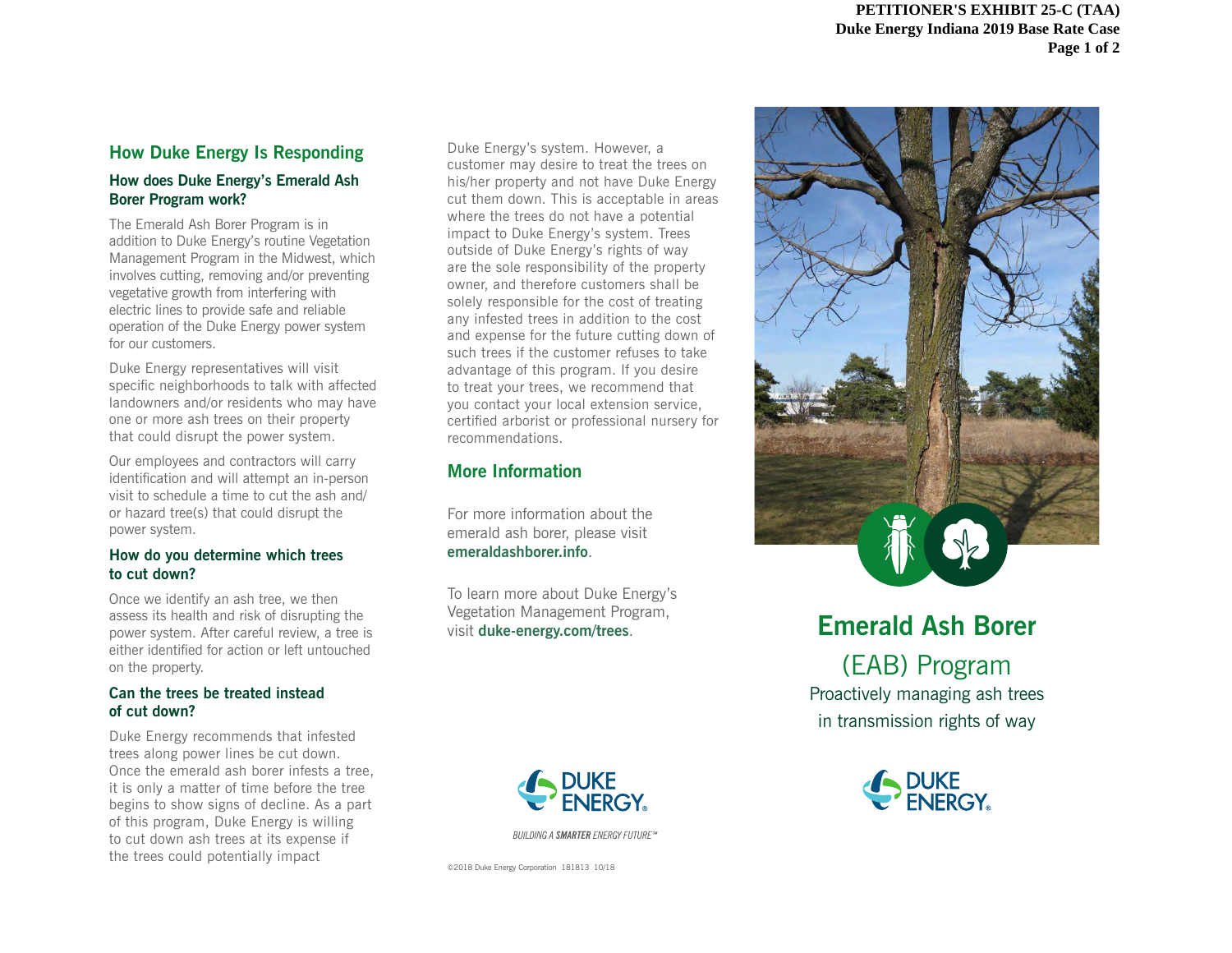## How Duke Energy Is Responding

### How does Duke Energy's Emerald Ash Borer Program work?

The Emerald Ash Borer Program is in addition to Duke Energy's routine Vegetation Management Program in the Midwest, which involves cutting, removing and/or preventing vegetative growth from interfering with electric lines to provide safe and reliable operation of the Duke Energy power system for our customers.

Duke Energy representatives will visit specific neighborhoods to talk with affected landowners and/or residents who may have one or more ash trees on their property that could disrupt the power system.

Our employees and contractors will carry identification and will attempt an in-person visit to schedule a time to cut the ash and/or hazard tree(s) that could disrupt the power system.

### How do you determine which trees to cut down?

Once we identify an ash tree, we then assess its health and risk of disrupting the power system. After careful review, a tree is either identified for action or left untouched on the property.

### Can the trees be treated instead of cut down?

Duke Energy recommends that infested trees along power lines be cut down. Once the emerald ash borer infests a tree, it is only a matter of time before the tree begins to show signs of decline. As a part of this program, Duke Energy is willing to cut down ash trees at its expense if the trees could potentially impact Duke Energy's system. However, a customer may desire to treat the trees on his/her property and not have Duke Energy cut them down. This is acceptable in areas where the trees do not have a potential impact to Duke Energy's system. Trees outside of Duke Energy's rights of way are the sole responsibility of the property owner, and therefore customers shall be solely responsible for the cost of treating any infested trees in addition to the cost and expense for the future cutting down of such trees if the customer refuses to take advantage of this program. If you desire to treat your trees, we recommend that you contact your local extension service, certified arborist or professional nursery for recommendations.

## More Information

For more information about the emerald ash borer, please visit **emeraldashborer.info**.

To learn more about Duke Energy's Vegetation Management Program, visit **duke-energy.com/trees**.

DUKE ENERGY

*BUILDING A SMARTER ENERGY FUTURE℠*

©2018 Duke Energy Corporation 181813 10/18

# Emerald Ash Borer (EAB) Program

Proactively managing ash trees in transmission rights of way

DUKE ENERGY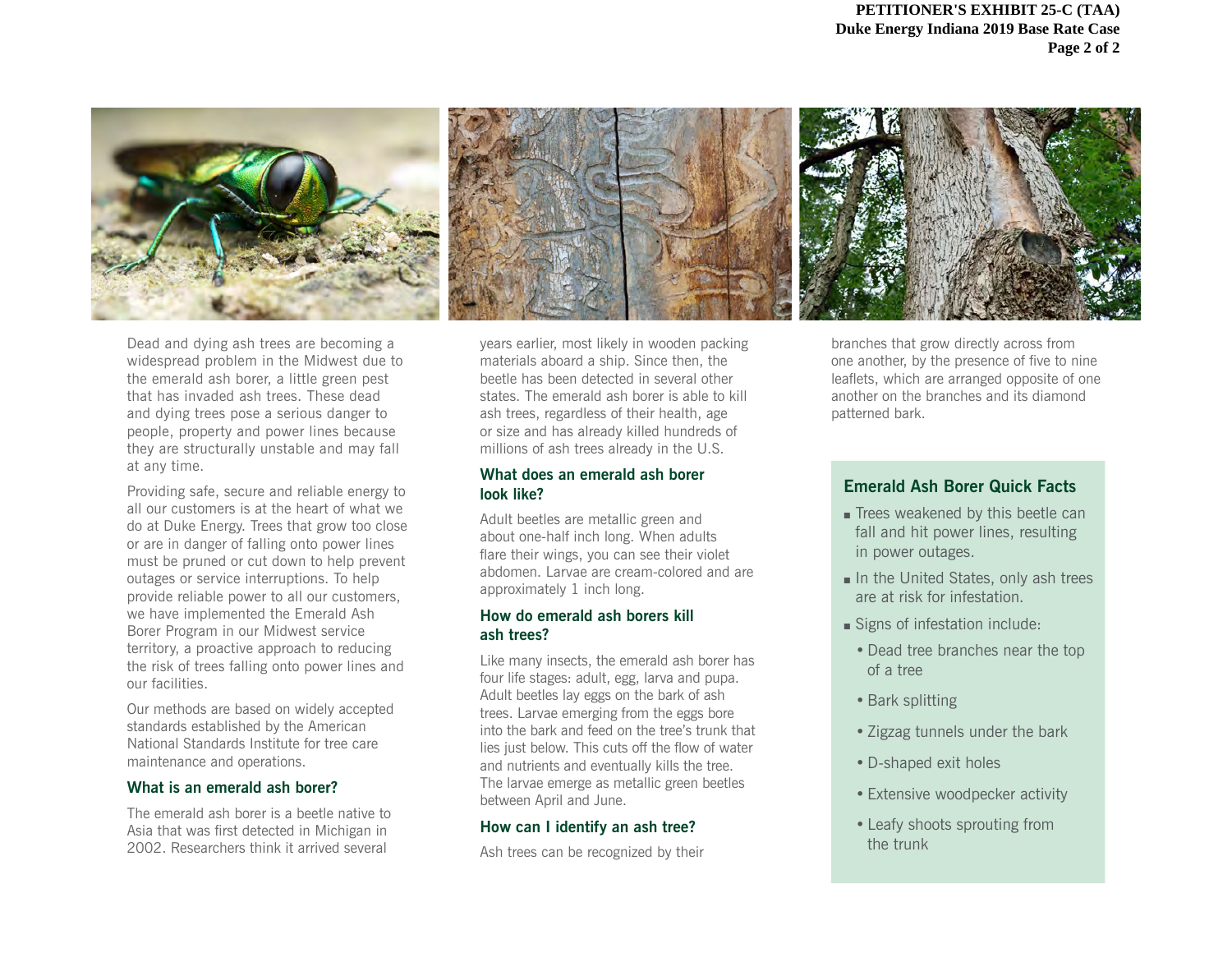Dead and dying ash trees are becoming a widespread problem in the Midwest due to the emerald ash borer, a little green pest that has invaded ash trees. These dead and dying trees pose a serious danger to people, property and power lines because they are structurally unstable and may fall at any time.

Providing safe, secure and reliable energy to all our customers is at the heart of what we do at Duke Energy. Trees that grow too close or are in danger of falling onto power lines must be pruned or cut down to help prevent outages or service interruptions. To help provide reliable power to all our customers, we have implemented the Emerald Ash Borer Program in our Midwest service territory, a proactive approach to reducing the risk of trees falling onto power lines and our facilities.

Our methods are based on widely accepted standards established by the American National Standards Institute for tree care maintenance and operations.

### What is an emerald ash borer?

The emerald ash borer is a beetle native to Asia that was first detected in Michigan in 2002. Researchers think it arrived several years earlier, most likely in wooden packing materials aboard a ship. Since then, the beetle has been detected in several other states. The emerald ash borer is able to kill ash trees, regardless of their health, age or size and has already killed hundreds of millions of ash trees already in the U.S.

### What does an emerald ash borer look like?

Adult beetles are metallic green and about one-half inch long. When adults flare their wings, you can see their violet abdomen. Larvae are cream-colored and are approximately 1 inch long.

### How do emerald ash borers kill ash trees?

Like many insects, the emerald ash borer has four life stages: adult, egg, larva and pupa. Adult beetles lay eggs on the bark of ash trees. Larvae emerging from the eggs bore into the bark and feed on the tree's trunk that lies just below. This cuts off the flow of water and nutrients and eventually kills the tree. The larvae emerge as metallic green beetles between April and June.

### How can I identify an ash tree?

Ash trees can be recognized by their branches that grow directly across from one another, by the presence of five to nine leaflets, which are arranged opposite of one another on the branches and its diamond patterned bark.

### Emerald Ash Borer Quick Facts

- Trees weakened by this beetle can fall and hit power lines, resulting in power outages.
- In the United States, only ash trees are at risk for infestation.
- Signs of infestation include:
  - Dead tree branches near the top of a tree
  - Bark splitting
  - Zigzag tunnels under the bark
  - D-shaped exit holes
  - Extensive woodpecker activity
  - Leafy shoots sprouting from the trunk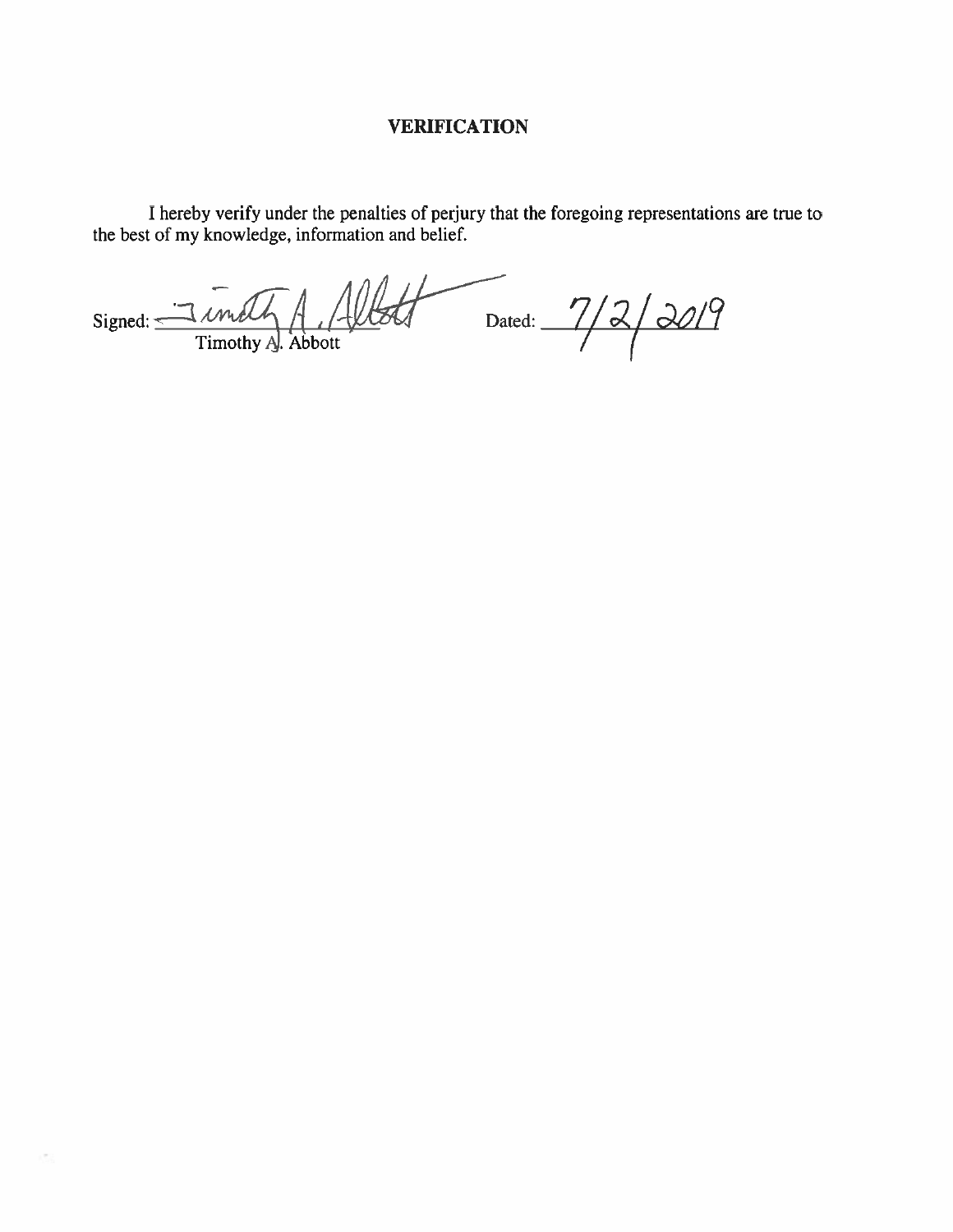## VERIFICATION

I hereby verify under the penalties of perjury that the foregoing representations are true to the best of my knowledge, information and belief.

Signed: Timothy A. Abbott    Dated: 7/2/2019

Timothy A. Abbott